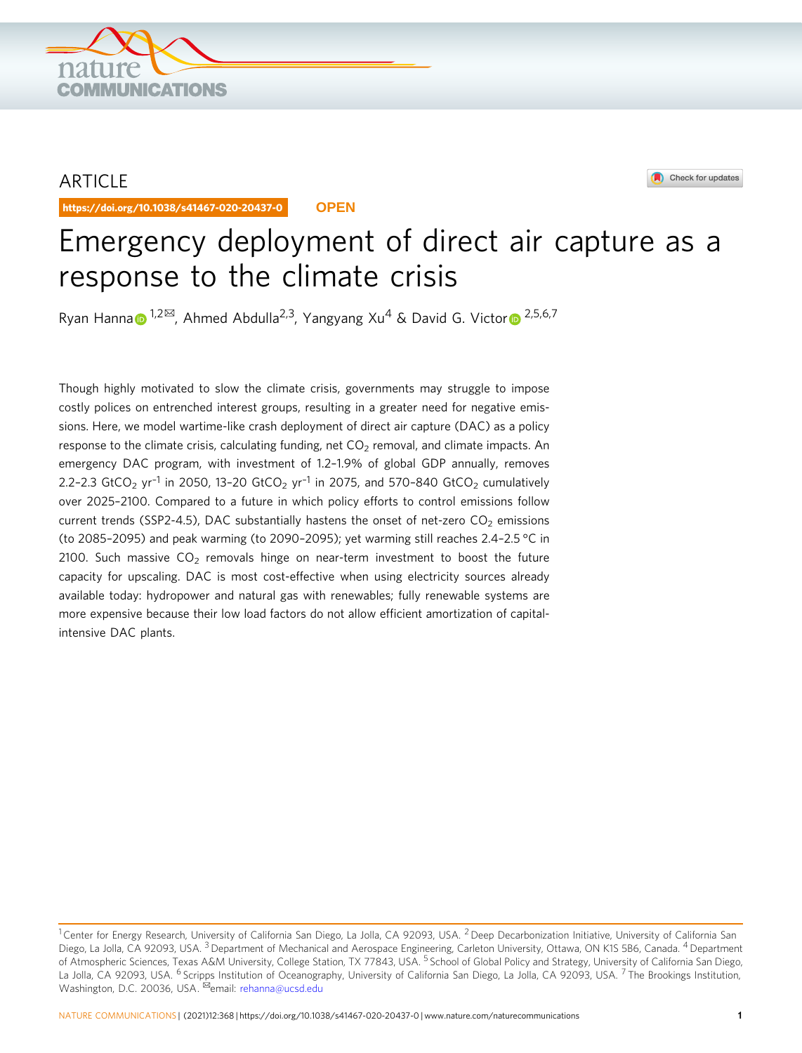ARTICLE

https://doi.org/10.1038/s41467-020-20437-0 OPEN

# Emergency deployment of direct air capture as a response to the climate crisis

Ryan Hanna[1,2✉], Ahmed Abdulla[2,3], Yangyang Xu[4] & David G. Victor[2,5,6,7]

Though highly motivated to slow the climate crisis, governments may struggle to impose costly polices on entrenched interest groups, resulting in a greater need for negative emissions. Here, we model wartime-like crash deployment of direct air capture (DAC) as a policy response to the climate crisis, calculating funding, net $CO_2$ removal, and climate impacts. An emergency DAC program, with investment of 1.2–1.9% of global GDP annually, removes 2.2–2.3 $GtCO_2$ $yr^{-1}$ in 2050, 13–20 $GtCO_2$ $yr^{-1}$ in 2075, and 570–840 $GtCO_2$ cumulatively over 2025–2100. Compared to a future in which policy efforts to control emissions follow current trends (SSP2-4.5), DAC substantially hastens the onset of net-zero $CO_2$ emissions (to 2085–2095) and peak warming (to 2090–2095); yet warming still reaches 2.4–2.5 °C in 2100. Such massive $CO_2$ removals hinge on near-term investment to boost the future capacity for upscaling. DAC is most cost-effective when using electricity sources already available today: hydropower and natural gas with renewables; fully renewable systems are more expensive because their low load factors do not allow efficient amortization of capital-intensive DAC plants.

---

[1] Center for Energy Research, University of California San Diego, La Jolla, CA 92093, USA. [2] Deep Decarbonization Initiative, University of California San Diego, La Jolla, CA 92093, USA. [3] Department of Mechanical and Aerospace Engineering, Carleton University, Ottawa, ON K1S 5B6, Canada. [4] Department of Atmospheric Sciences, Texas A&M University, College Station, TX 77843, USA. [5] School of Global Policy and Strategy, University of California San Diego, La Jolla, CA 92093, USA. [6] Scripps Institution of Oceanography, University of California San Diego, La Jolla, CA 92093, USA. [7] The Brookings Institution, Washington, D.C. 20036, USA. ✉email: rehanna@ucsd.edu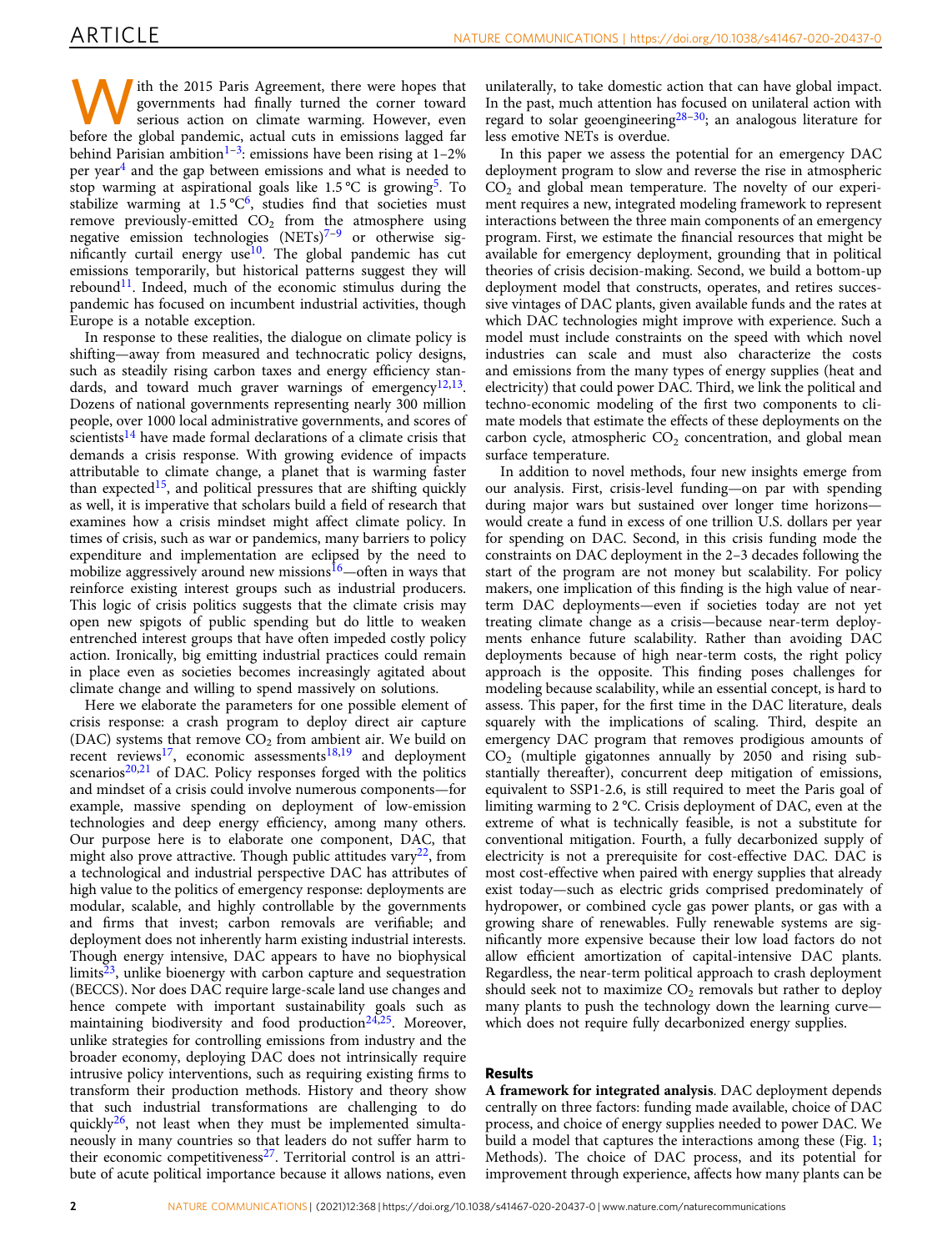With the 2015 Paris Agreement, there were hopes that governments had finally turned the corner toward serious action on climate warming. However, even before the global pandemic, actual cuts in emissions lagged far behind Parisian ambition[1–3]: emissions have been rising at 1–2% per year[4] and the gap between emissions and what is needed to stop warming at aspirational goals like 1.5 °C is growing[5]. To stabilize warming at 1.5 °C[6], studies find that societies must remove previously-emitted $CO_2$ from the atmosphere using negative emission technologies (NETs)[7–9] or otherwise significantly curtail energy use[10]. The global pandemic has cut emissions temporarily, but historical patterns suggest they will rebound[11]. Indeed, much of the economic stimulus during the pandemic has focused on incumbent industrial activities, though Europe is a notable exception.

In response to these realities, the dialogue on climate policy is shifting—away from measured and technocratic policy designs, such as steadily rising carbon taxes and energy efficiency standards, and toward much graver warnings of emergency[12,13]. Dozens of national governments representing nearly 300 million people, over 1000 local administrative governments, and scores of scientists[14] have made formal declarations of a climate crisis that demands a crisis response. With growing evidence of impacts attributable to climate change, a planet that is warming faster than expected[15], and political pressures that are shifting quickly as well, it is imperative that scholars build a field of research that examines how a crisis mindset might affect climate policy. In times of crisis, such as war or pandemics, many barriers to policy expenditure and implementation are eclipsed by the need to mobilize aggressively around new missions[16]—often in ways that reinforce existing interest groups such as industrial producers. This logic of crisis politics suggests that the climate crisis may open new spigots of public spending but do little to weaken entrenched interest groups that have often impeded costly policy action. Ironically, big emitting industrial practices could remain in place even as societies becomes increasingly agitated about climate change and willing to spend massively on solutions.

Here we elaborate the parameters for one possible element of crisis response: a crash program to deploy direct air capture (DAC) systems that remove $CO_2$ from ambient air. We build on recent reviews[17], economic assessments[18,19] and deployment scenarios[20,21] of DAC. Policy responses forged with the politics and mindset of a crisis could involve numerous components—for example, massive spending on deployment of low-emission technologies and deep energy efficiency, among many others. Our purpose here is to elaborate one component, DAC, that might also prove attractive. Though public attitudes vary[22], from a technological and industrial perspective DAC has attributes of high value to the politics of emergency response: deployments are modular, scalable, and highly controllable by the governments and firms that invest; carbon removals are verifiable; and deployment does not inherently harm existing industrial interests. Though energy intensive, DAC appears to have no biophysical limits[23], unlike bioenergy with carbon capture and sequestration (BECCS). Nor does DAC require large-scale land use changes and hence compete with important sustainability goals such as maintaining biodiversity and food production[24,25]. Moreover, unlike strategies for controlling emissions from industry and the broader economy, deploying DAC does not intrinsically require intrusive policy interventions, such as requiring existing firms to transform their production methods. History and theory show that such industrial transformations are challenging to do quickly[26], not least when they must be implemented simultaneously in many countries so that leaders do not suffer harm to their economic competitiveness[27]. Territorial control is an attribute of acute political importance because it allows nations, even unilaterally, to take domestic action that can have global impact. In the past, much attention has focused on unilateral action with regard to solar geoengineering[28–30]; an analogous literature for less emotive NETs is overdue.

In this paper we assess the potential for an emergency DAC deployment program to slow and reverse the rise in atmospheric $CO_2$ and global mean temperature. The novelty of our experiment requires a new, integrated modeling framework to represent interactions between the three main components of an emergency program. First, we estimate the financial resources that might be available for emergency deployment, grounding that in political theories of crisis decision-making. Second, we build a bottom-up deployment model that constructs, operates, and retires successive vintages of DAC plants, given available funds and the rates at which DAC technologies might improve with experience. Such a model must include constraints on the speed with which novel industries can scale and must also characterize the costs and emissions from the many types of energy supplies (heat and electricity) that could power DAC. Third, we link the political and techno-economic modeling of the first two components to climate models that estimate the effects of these deployments on the carbon cycle, atmospheric $CO_2$ concentration, and global mean surface temperature.

In addition to novel methods, four new insights emerge from our analysis. First, crisis-level funding—on par with spending during major wars but sustained over longer time horizons—would create a fund in excess of one trillion U.S. dollars per year for spending on DAC. Second, in this crisis funding mode the constraints on DAC deployment in the 2–3 decades following the start of the program are not money but scalability. For policy makers, one implication of this finding is the high value of near-term DAC deployments—even if societies today are not yet treating climate change as a crisis—because near-term deployments enhance future scalability. Rather than avoiding DAC deployments because of high near-term costs, the right policy approach is the opposite. This finding poses challenges for modeling because scalability, while an essential concept, is hard to assess. This paper, for the first time in the DAC literature, deals squarely with the implications of scaling. Third, despite an emergency DAC program that removes prodigious amounts of $CO_2$ (multiple gigatonnes annually by 2050 and rising substantially thereafter), concurrent deep mitigation of emissions, equivalent to SSP1-2.6, is still required to meet the Paris goal of limiting warming to 2 °C. Crisis deployment of DAC, even at the extreme of what is technically feasible, is not a substitute for conventional mitigation. Fourth, a fully decarbonized supply of electricity is not a prerequisite for cost-effective DAC. DAC is most cost-effective when paired with energy supplies that already exist today—such as electric grids comprised predominately of hydropower, or combined cycle gas power plants, or gas with a growing share of renewables. Fully renewable systems are significantly more expensive because their low load factors do not allow efficient amortization of capital-intensive DAC plants. Regardless, the near-term political approach to crash deployment should seek not to maximize $CO_2$ removals but rather to deploy many plants to push the technology down the learning curve—which does not require fully decarbonized energy supplies.

## Results

**A framework for integrated analysis**. DAC deployment depends centrally on three factors: funding made available, choice of DAC process, and choice of energy supplies needed to power DAC. We build a model that captures the interactions among these (Fig. 1; Methods). The choice of DAC process, and its potential for improvement through experience, affects how many plants can be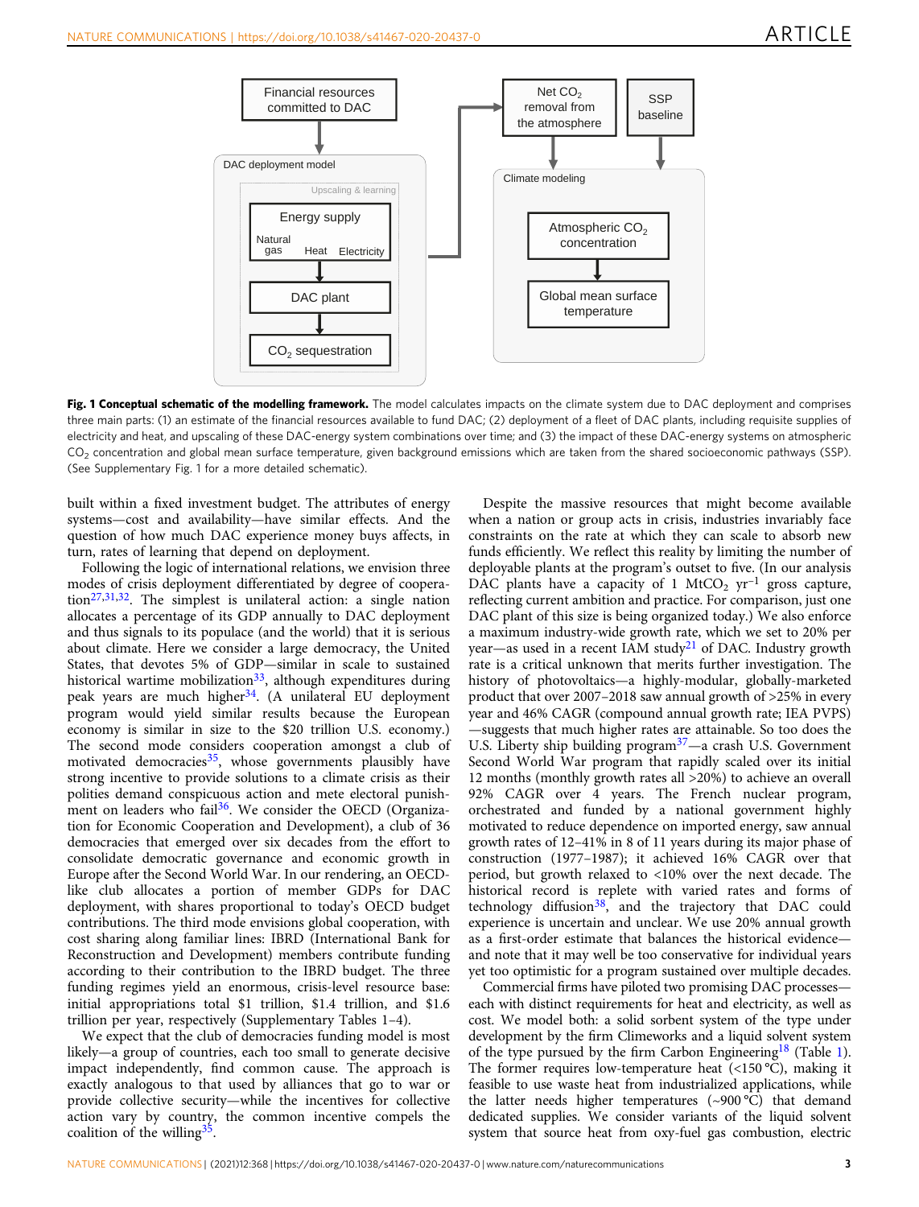Financial resources committed to DAC

DAC deployment model

Upscaling & learning

Energy supply

Natural gas

Heat

Electricity

DAC plant

$CO_2$ sequestration

Net $CO_2$ removal from the atmosphere

SSP baseline

Climate modeling

Atmospheric $CO_2$ concentration

Global mean surface temperature

**Fig. 1 Conceptual schematic of the modelling framework.** The model calculates impacts on the climate system due to DAC deployment and comprises three main parts: (1) an estimate of the financial resources available to fund DAC; (2) deployment of a fleet of DAC plants, including requisite supplies of electricity and heat, and upscaling of these DAC-energy system combinations over time; and (3) the impact of these DAC-energy systems on atmospheric $CO_2$ concentration and global mean surface temperature, given background emissions which are taken from the shared socioeconomic pathways (SSP). (See Supplementary Fig. 1 for a more detailed schematic).

built within a fixed investment budget. The attributes of energy systems—cost and availability—have similar effects. And the question of how much DAC experience money buys affects, in turn, rates of learning that depend on deployment.

Following the logic of international relations, we envision three modes of crisis deployment differentiated by degree of cooperation[27,31,32]. The simplest is unilateral action: a single nation allocates a percentage of its GDP annually to DAC deployment and thus signals to its populace (and the world) that it is serious about climate. Here we consider a large democracy, the United States, that devotes 5% of GDP—similar in scale to sustained historical wartime mobilization[33], although expenditures during peak years are much higher[34]. (A unilateral EU deployment program would yield similar results because the European economy is similar in size to the $20 trillion U.S. economy.) The second mode considers cooperation amongst a club of motivated democracies[35], whose governments plausibly have strong incentive to provide solutions to a climate crisis as their polities demand conspicuous action and mete electoral punishment on leaders who fail[36]. We consider the OECD (Organization for Economic Cooperation and Development), a club of 36 democracies that emerged over six decades from the effort to consolidate democratic governance and economic growth in Europe after the Second World War. In our rendering, an OECD-like club allocates a portion of member GDPs for DAC deployment, with shares proportional to today's OECD budget contributions. The third mode envisions global cooperation, with cost sharing along familiar lines: IBRD (International Bank for Reconstruction and Development) members contribute funding according to their contribution to the IBRD budget. The three funding regimes yield an enormous, crisis-level resource base: initial appropriations total $1 trillion, $1.4 trillion, and $1.6 trillion per year, respectively (Supplementary Tables 1–4).

We expect that the club of democracies funding model is most likely—a group of countries, each too small to generate decisive impact independently, find common cause. The approach is exactly analogous to that used by alliances that go to war or provide collective security—while the incentives for collective action vary by country, the common incentive compels the coalition of the willing[35].

Despite the massive resources that might become available when a nation or group acts in crisis, industries invariably face constraints on the rate at which they can scale to absorb new funds efficiently. We reflect this reality by limiting the number of deployable plants at the program's outset to five. (In our analysis DAC plants have a capacity of 1 $MtCO_2$ $yr^{-1}$ gross capture, reflecting current ambition and practice. For comparison, just one DAC plant of this size is being organized today.) We also enforce a maximum industry-wide growth rate, which we set to 20% per year—as used in a recent IAM study[21] of DAC. Industry growth rate is a critical unknown that merits further investigation. The history of photovoltaics—a highly-modular, globally-marketed product that over 2007–2018 saw annual growth of >25% in every year and 46% CAGR (compound annual growth rate; IEA PVPS)—suggests that much higher rates are attainable. So too does the U.S. Liberty ship building program[37]—a crash U.S. Government Second World War program that rapidly scaled over its initial 12 months (monthly growth rates all >20%) to achieve an overall 92% CAGR over 4 years. The French nuclear program, orchestrated and funded by a national government highly motivated to reduce dependence on imported energy, saw annual growth rates of 12–41% in 8 of 11 years during its major phase of construction (1977–1987); it achieved 16% CAGR over that period, but growth relaxed to <10% over the next decade. The historical record is replete with varied rates and forms of technology diffusion[38], and the trajectory that DAC could experience is uncertain and unclear. We use 20% annual growth as a first-order estimate that balances the historical evidence—and note that it may well be too conservative for individual years yet too optimistic for a program sustained over multiple decades.

Commercial firms have piloted two promising DAC processes—each with distinct requirements for heat and electricity, as well as cost. We model both: a solid sorbent system of the type under development by the firm Climeworks and a liquid solvent system of the type pursued by the firm Carbon Engineering[18] (Table 1). The former requires low-temperature heat (<150 °C), making it feasible to use waste heat from industrialized applications, while the latter needs higher temperatures (~900 °C) that demand dedicated supplies. We consider variants of the liquid solvent system that source heat from oxy-fuel gas combustion, electric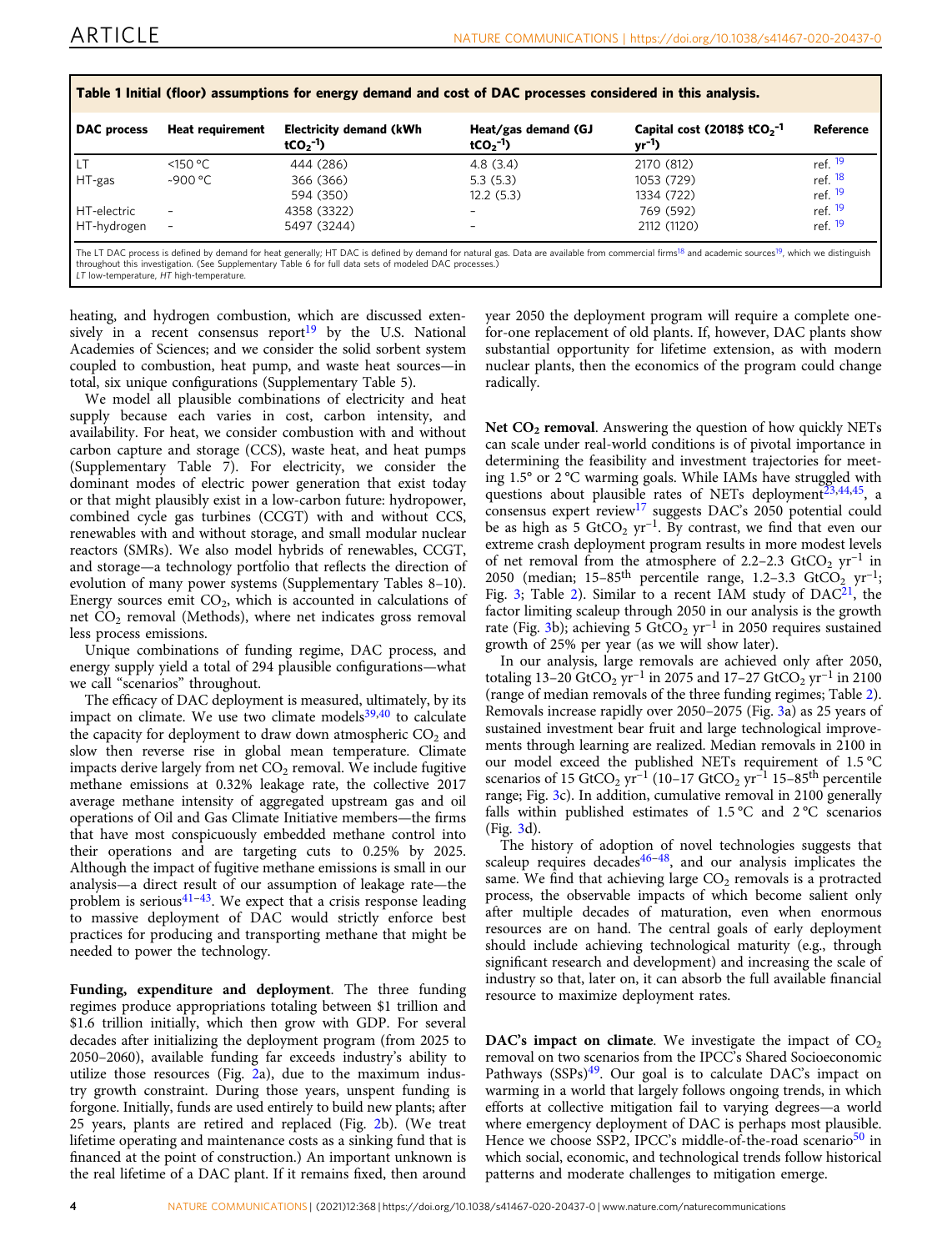**Table 1 Initial (floor) assumptions for energy demand and cost of DAC processes considered in this analysis.**

| DAC process | Heat requirement | Electricity demand (kWh $tCO_2^{-1}$) | Heat/gas demand (GJ $tCO_2^{-1}$) | Capital cost (2018$ $tCO_2^{-1}$ $yr^{-1}$) | Reference |
|---|---|---|---|---|---|
| LT | <150 °C | 444 (286) | 4.8 (3.4) | 2170 (812) | ref. [19] |
| HT-gas | ~900 °C | 366 (366) | 5.3 (5.3) | 1053 (729) | ref. [18] |
| | | 594 (350) | 12.2 (5.3) | 1334 (722) | ref. [19] |
| HT-electric | – | 4358 (3322) | – | 769 (592) | ref. [19] |
| HT-hydrogen | – | 5497 (3244) | – | 2112 (1120) | ref. [19] |

The LT DAC process is defined by demand for heat generally; HT DAC is defined by demand for natural gas. Data are available from commercial firms[18] and academic sources[19], which we distinguish throughout this investigation. (See Supplementary Table 6 for full data sets of modeled DAC processes.)
LT low-temperature, HT high-temperature.

heating, and hydrogen combustion, which are discussed extensively in a recent consensus report[19] by the U.S. National Academies of Sciences; and we consider the solid sorbent system coupled to combustion, heat pump, and waste heat sources—in total, six unique configurations (Supplementary Table 5).

We model all plausible combinations of electricity and heat supply because each varies in cost, carbon intensity, and availability. For heat, we consider combustion with and without carbon capture and storage (CCS), waste heat, and heat pumps (Supplementary Table 7). For electricity, we consider the dominant modes of electric power generation that exist today or that might plausibly exist in a low-carbon future: hydropower, combined cycle gas turbines (CCGT) with and without CCS, renewables with and without storage, and small modular nuclear reactors (SMRs). We also model hybrids of renewables, CCGT, and storage—a technology portfolio that reflects the direction of evolution of many power systems (Supplementary Tables 8–10). Energy sources emit $CO_2$, which is accounted in calculations of net $CO_2$ removal (Methods), where net indicates gross removal less process emissions.

Unique combinations of funding regime, DAC process, and energy supply yield a total of 294 plausible configurations—what we call "scenarios" throughout.

The efficacy of DAC deployment is measured, ultimately, by its impact on climate. We use two climate models[39,40] to calculate the capacity for deployment to draw down atmospheric $CO_2$ and slow then reverse rise in global mean temperature. Climate impacts derive largely from net $CO_2$ removal. We include fugitive methane emissions at 0.32% leakage rate, the collective 2017 average methane intensity of aggregated upstream gas and oil operations of Oil and Gas Climate Initiative members—the firms that have most conspicuously embedded methane control into their operations and are targeting cuts to 0.25% by 2025. Although the impact of fugitive methane emissions is small in our analysis—a direct result of our assumption of leakage rate—the problem is serious[41–43]. We expect that a crisis response leading to massive deployment of DAC would strictly enforce best practices for producing and transporting methane that might be needed to power the technology.

**Funding, expenditure and deployment**. The three funding regimes produce appropriations totaling between $1 trillion and $1.6 trillion initially, which then grow with GDP. For several decades after initializing the deployment program (from 2025 to 2050–2060), available funding far exceeds industry's ability to utilize those resources (Fig. 2a), due to the maximum industry growth constraint. During those years, unspent funding is forgone. Initially, funds are used entirely to build new plants; after 25 years, plants are retired and replaced (Fig. 2b). (We treat lifetime operating and maintenance costs as a sinking fund that is financed at the point of construction.) An important unknown is the real lifetime of a DAC plant. If it remains fixed, then around year 2050 the deployment program will require a complete one-for-one replacement of old plants. If, however, DAC plants show substantial opportunity for lifetime extension, as with modern nuclear plants, then the economics of the program could change radically.

**Net $CO_2$ removal**. Answering the question of how quickly NETs can scale under real-world conditions is of pivotal importance in determining the feasibility and investment trajectories for meeting 1.5° or 2 °C warming goals. While IAMs have struggled with questions about plausible rates of NETs deployment[23,44,45], a consensus expert review[17] suggests DAC's 2050 potential could be as high as 5 $GtCO_2$ $yr^{-1}$. By contrast, we find that even our extreme crash deployment program results in more modest levels of net removal from the atmosphere of 2.2–2.3 $GtCO_2$ $yr^{-1}$ in 2050 (median; 15–85th percentile range, 1.2–3.3 $GtCO_2$ $yr^{-1}$; Fig. 3; Table 2). Similar to a recent IAM study of DAC[21], the factor limiting scaleup through 2050 in our analysis is the growth rate (Fig. 3b); achieving 5 $GtCO_2$ $yr^{-1}$ in 2050 requires sustained growth of 25% per year (as we will show later).

In our analysis, large removals are achieved only after 2050, totaling 13–20 $GtCO_2$ $yr^{-1}$ in 2075 and 17–27 $GtCO_2$ $yr^{-1}$ in 2100 (range of median removals of the three funding regimes; Table 2). Removals increase rapidly over 2050–2075 (Fig. 3a) as 25 years of sustained investment bear fruit and large technological improvements through learning are realized. Median removals in 2100 in our model exceed the published NETs requirement of 1.5 °C scenarios of 15 $GtCO_2$ $yr^{-1}$ (10–17 $GtCO_2$ $yr^{-1}$ 15–85th percentile range; Fig. 3c). In addition, cumulative removal in 2100 generally falls within published estimates of 1.5 °C and 2 °C scenarios (Fig. 3d).

The history of adoption of novel technologies suggests that scaleup requires decades[46–48], and our analysis implicates the same. We find that achieving large $CO_2$ removals is a protracted process, the observable impacts of which become salient only after multiple decades of maturation, even when enormous resources are on hand. The central goals of early deployment should include achieving technological maturity (e.g., through significant research and development) and increasing the scale of industry so that, later on, it can absorb the full available financial resource to maximize deployment rates.

**DAC's impact on climate**. We investigate the impact of $CO_2$ removal on two scenarios from the IPCC's Shared Socioeconomic Pathways (SSPs)[49]. Our goal is to calculate DAC's impact on warming in a world that largely follows ongoing trends, in which efforts at collective mitigation fail to varying degrees—a world where emergency deployment of DAC is perhaps most plausible. Hence we choose SSP2, IPCC's middle-of-the-road scenario[50] in which social, economic, and technological trends follow historical patterns and moderate challenges to mitigation emerge.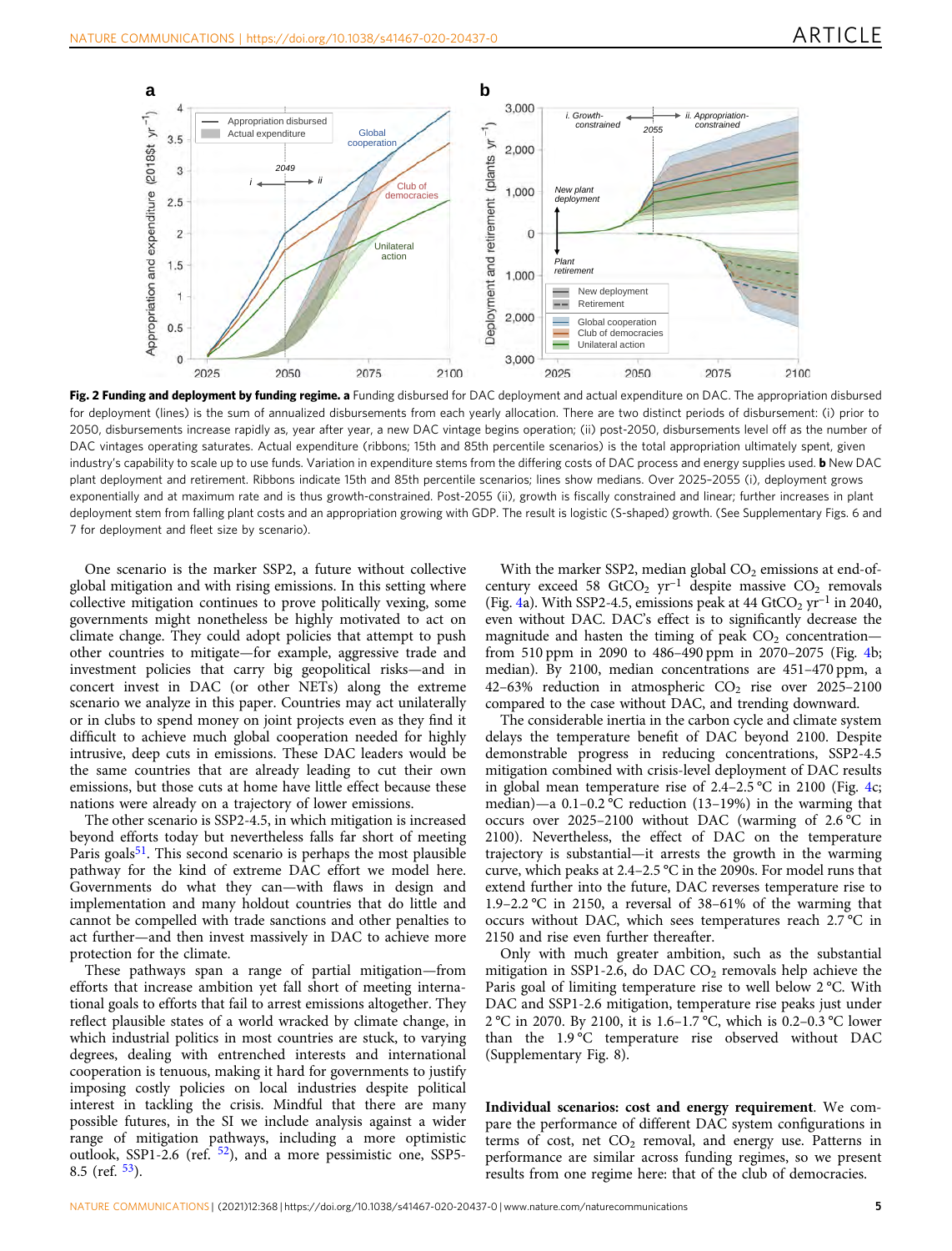a

Appropriation disbursed
Actual expenditure

Appropriation and expenditure (2018\$t yr$^{-1}$)

4
3.5
3
2.5
2
1.5
1
0.5
0

2025 2050 2075 2100

2049

i ii

Global cooperation

Club of democracies

Unilateral action

b

i. Growth-constrained

2055

ii. Appropriation-constrained

Deployment and retirement (plants yr$^{-1}$)

3,000
2,000
1,000
0
1,000
2,000
3,000

New plant deployment

Plant retirement

New deployment
Retirement

Global cooperation
Club of democracies
Unilateral action

2025 2050 2075 2100

**Fig. 2 Funding and deployment by funding regime.** **a** Funding disbursed for DAC deployment and actual expenditure on DAC. The appropriation disbursed for deployment (lines) is the sum of annualized disbursements from each yearly allocation. There are two distinct periods of disbursement: (i) prior to 2050, disbursements increase rapidly as, year after year, a new DAC vintage begins operation; (ii) post-2050, disbursements level off as the number of DAC vintages operating saturates. Actual expenditure (ribbons; 15th and 85th percentile scenarios) is the total appropriation ultimately spent, given industry's capability to scale up to use funds. Variation in expenditure stems from the differing costs of DAC process and energy supplies used. **b** New DAC plant deployment and retirement. Ribbons indicate 15th and 85th percentile scenarios; lines show medians. Over 2025–2055 (i), deployment grows exponentially and at maximum rate and is thus growth-constrained. Post-2055 (ii), growth is fiscally constrained and linear; further increases in plant deployment stem from falling plant costs and an appropriation growing with GDP. The result is logistic (S-shaped) growth. (See Supplementary Figs. 6 and 7 for deployment and fleet size by scenario).

One scenario is the marker SSP2, a future without collective global mitigation and with rising emissions. In this setting where collective mitigation continues to prove politically vexing, some governments might nonetheless be highly motivated to act on climate change. They could adopt policies that attempt to push other countries to mitigate—for example, aggressive trade and investment policies that carry big geopolitical risks—and in concert invest in DAC (or other NETs) along the extreme scenario we analyze in this paper. Countries may act unilaterally or in clubs to spend money on joint projects even as they find it difficult to achieve much global cooperation needed for highly intrusive, deep cuts in emissions. These DAC leaders would be the same countries that are already leading to cut their own emissions, but those cuts at home have little effect because these nations were already on a trajectory of lower emissions.

The other scenario is SSP2-4.5, in which mitigation is increased beyond efforts today but nevertheless falls far short of meeting Paris goals[51]. This second scenario is perhaps the most plausible pathway for the kind of extreme DAC effort we model here. Governments do what they can—with flaws in design and implementation and many holdout countries that do little and cannot be compelled with trade sanctions and other penalties to act further—and then invest massively in DAC to achieve more protection for the climate.

These pathways span a range of partial mitigation—from efforts that increase ambition yet fall short of meeting international goals to efforts that fail to arrest emissions altogether. They reflect plausible states of a world wracked by climate change, in which industrial politics in most countries are stuck, to varying degrees, dealing with entrenched interests and international cooperation is tenuous, making it hard for governments to justify imposing costly policies on local industries despite political interest in tackling the crisis. Mindful that there are many possible futures, in the SI we include analysis against a wider range of mitigation pathways, including a more optimistic outlook, SSP1-2.6 (ref. [52]), and a more pessimistic one, SSP5-8.5 (ref. [53]).

With the marker SSP2, median global $CO_2$ emissions at end-of-century exceed 58 $GtCO_2$ $yr^{-1}$ despite massive $CO_2$ removals (Fig. 4a). With SSP2-4.5, emissions peak at 44 $GtCO_2$ $yr^{-1}$ in 2040, even without DAC. DAC's effect is to significantly decrease the magnitude and hasten the timing of peak $CO_2$ concentration—from 510 ppm in 2090 to 486–490 ppm in 2070–2075 (Fig. 4b; median). By 2100, median concentrations are 451–470 ppm, a 42–63% reduction in atmospheric $CO_2$ rise over 2025–2100 compared to the case without DAC, and trending downward.

The considerable inertia in the carbon cycle and climate system delays the temperature benefit of DAC beyond 2100. Despite demonstrable progress in reducing concentrations, SSP2-4.5 mitigation combined with crisis-level deployment of DAC results in global mean temperature rise of 2.4–2.5 °C in 2100 (Fig. 4c; median)—a 0.1–0.2 °C reduction (13–19%) in the warming that occurs over 2025–2100 without DAC (warming of 2.6 °C in 2100). Nevertheless, the effect of DAC on the temperature trajectory is substantial—it arrests the growth in the warming curve, which peaks at 2.4–2.5 °C in the 2090s. For model runs that extend further into the future, DAC reverses temperature rise to 1.9–2.2 °C in 2150, a reversal of 38–61% of the warming that occurs without DAC, which sees temperatures reach 2.7 °C in 2150 and rise even further thereafter.

Only with much greater ambition, such as the substantial mitigation in SSP1-2.6, do DAC $CO_2$ removals help achieve the Paris goal of limiting temperature rise to well below 2 °C. With DAC and SSP1-2.6 mitigation, temperature rise peaks just under 2 °C in 2070. By 2100, it is 1.6–1.7 °C, which is 0.2–0.3 °C lower than the 1.9 °C temperature rise observed without DAC (Supplementary Fig. 8).

**Individual scenarios: cost and energy requirement**. We compare the performance of different DAC system configurations in terms of cost, net $CO_2$ removal, and energy use. Patterns in performance are similar across funding regimes, so we present results from one regime here: that of the club of democracies.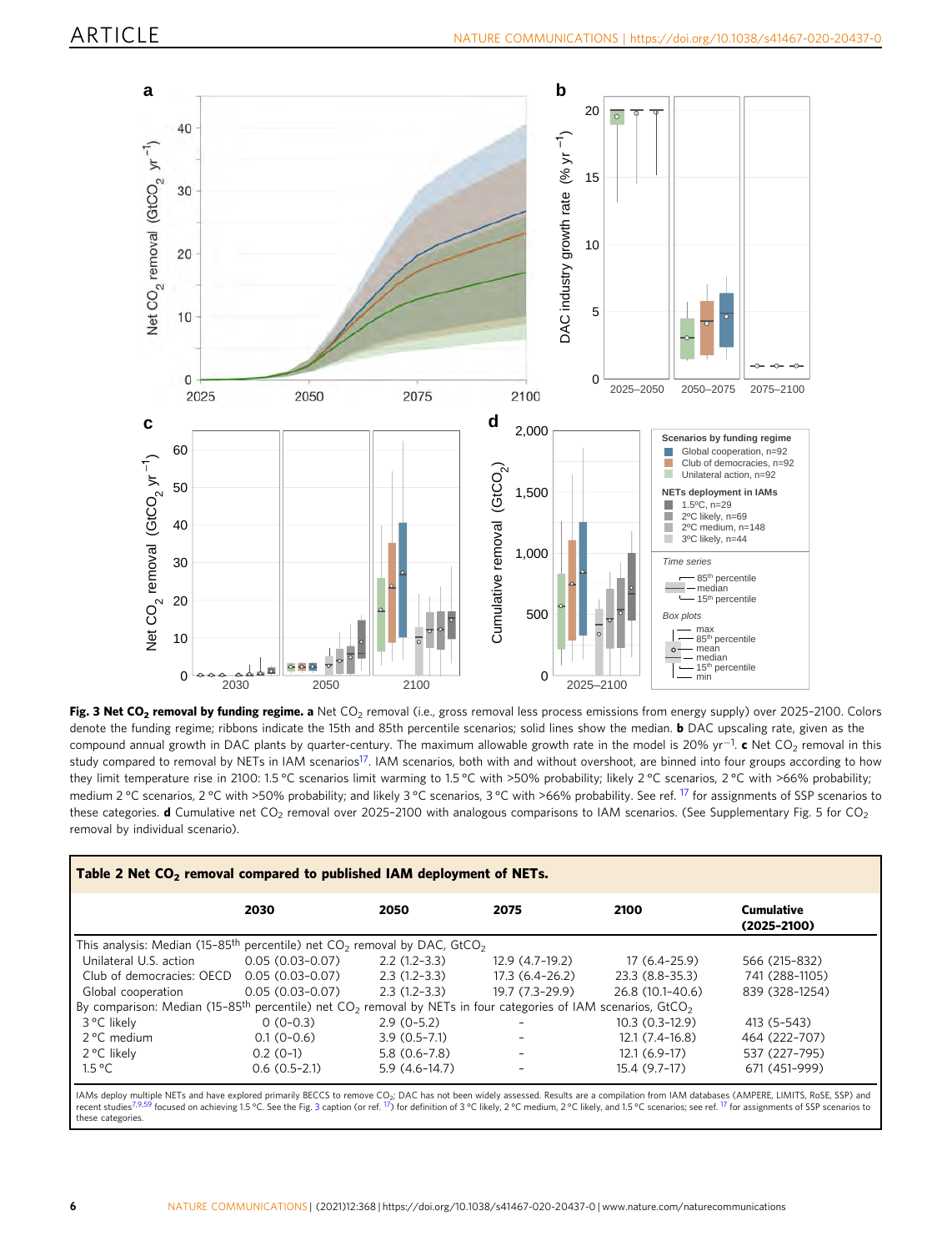a

40
30
20
10
0

Net $CO_2$ removal ($GtCO_2$ $yr^{-1}$)

2025 2050 2075 2100

b

20
15
10
5
0

DAC industry growth rate (% $yr^{-1}$)

2025–2050 2050–2075 2075–2100

c

60
50
40
30
20
10
0

Net $CO_2$ removal ($GtCO_2$ $yr^{-1}$)

2030 2050 2100

d

2,000
1,500
1,000
500
0

Cumulative removal ($GtCO_2$)

2025–2100

Scenarios by funding regime
Global cooperation, n=92
Club of democracies, n=92
Unilateral action, n=92

NETs deployment in IAMs
1.5ºC, n=29
2ºC likely, n=69
2ºC medium, n=148
3ºC likely, n=44

Time series
85th percentile
median
15th percentile

Box plots
max
85th percentile
mean
median
15th percentile
min

**Fig. 3 Net $CO_2$ removal by funding regime. a** Net $CO_2$ removal (i.e., gross removal less process emissions from energy supply) over 2025–2100. Colors denote the funding regime; ribbons indicate the 15th and 85th percentile scenarios; solid lines show the median. **b** DAC upscaling rate, given as the compound annual growth in DAC plants by quarter-century. The maximum allowable growth rate in the model is 20% $yr^{-1}$. **c** Net $CO_2$ removal in this study compared to removal by NETs in IAM scenarios[17]. IAM scenarios, both with and without overshoot, are binned into four groups according to how they limit temperature rise in 2100: 1.5 °C scenarios limit warming to 1.5 °C with >50% probability; likely 2 °C scenarios, 2 °C with >66% probability; medium 2 °C scenarios, 2 °C with >50% probability; and likely 3 °C scenarios, 3 °C with >66% probability. See ref. [17] for assignments of SSP scenarios to these categories. **d** Cumulative net $CO_2$ removal over 2025–2100 with analogous comparisons to IAM scenarios. (See Supplementary Fig. 5 for $CO_2$ removal by individual scenario).

**Table 2 Net $CO_2$ removal compared to published IAM deployment of NETs.**

| | 2030 | 2050 | 2075 | 2100 | Cumulative (2025–2100) |
|---|---|---|---|---|---|
| This analysis: Median (15–85th percentile) net $CO_2$ removal by DAC, $GtCO_2$ | | | | | |
| Unilateral U.S. action | 0.05 (0.03–0.07) | 2.2 (1.2–3.3) | 12.9 (4.7–19.2) | 17 (6.4–25.9) | 566 (215–832) |
| Club of democracies: OECD | 0.05 (0.03–0.07) | 2.3 (1.2–3.3) | 17.3 (6.4–26.2) | 23.3 (8.8–35.3) | 741 (288–1105) |
| Global cooperation | 0.05 (0.03–0.07) | 2.3 (1.2–3.3) | 19.7 (7.3–29.9) | 26.8 (10.1–40.6) | 839 (328–1254) |
| By comparison: Median (15–85th percentile) net $CO_2$ removal by NETs in four categories of IAM scenarios, $GtCO_2$ | | | | | |
| 3 °C likely | 0 (0–0.3) | 2.9 (0–5.2) | - | 10.3 (0.3–12.9) | 413 (5–543) |
| 2 °C medium | 0.1 (0–0.6) | 3.9 (0.5–7.1) | - | 12.1 (7.4–16.8) | 464 (222–707) |
| 2 °C likely | 0.2 (0–1) | 5.8 (0.6–7.8) | - | 12.1 (6.9–17) | 537 (227–795) |
| 1.5 °C | 0.6 (0.5–2.1) | 5.9 (4.6–14.7) | - | 15.4 (9.7–17) | 671 (451–999) |

IAMs deploy multiple NETs and have explored primarily BECCS to remove $CO_2$; DAC has not been widely assessed. Results are a compilation from IAM databases (AMPERE, LIMITS, RoSE, SSP) and recent studies[7,9,59] focused on achieving 1.5 °C. See the Fig. 3 caption (or ref. [17]) for definition of 3 °C likely, 2 °C medium, 2 °C likely, and 1.5 °C scenarios; see ref. [17] for assignments of SSP scenarios to these categories.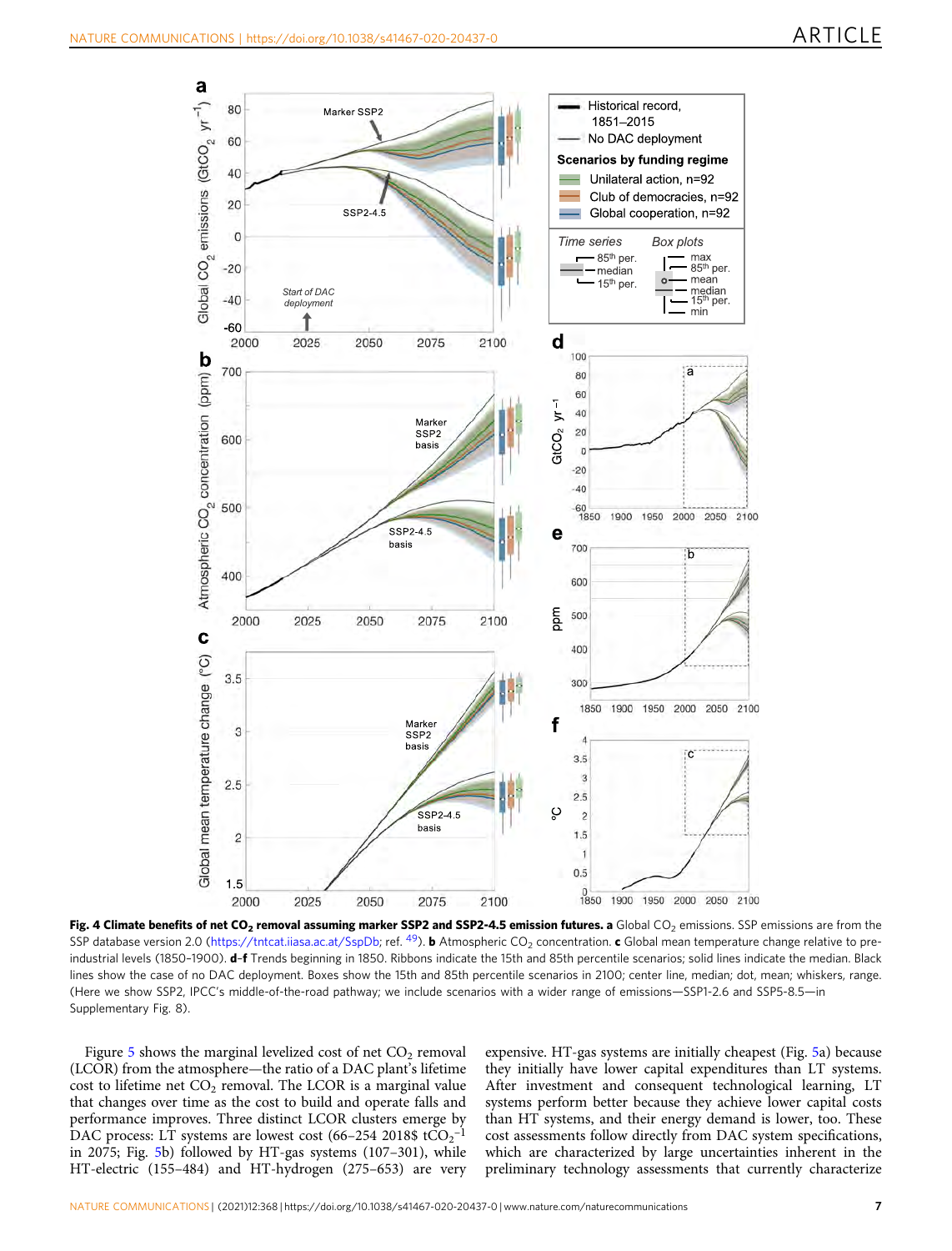**Fig. 4 Climate benefits of net $CO_2$ removal assuming marker SSP2 and SSP2-4.5 emission futures. a** Global $CO_2$ emissions. SSP emissions are from the SSP database version 2.0 (https://tntcat.iiasa.ac.at/SspDb; ref. [49]). **b** Atmospheric $CO_2$ concentration. **c** Global mean temperature change relative to pre-industrial levels (1850–1900). **d–f** Trends beginning in 1850. Ribbons indicate the 15th and 85th percentile scenarios; solid lines indicate the median. Black lines show the case of no DAC deployment. Boxes show the 15th and 85th percentile scenarios in 2100; center line, median; dot, mean; whiskers, range. (Here we show SSP2, IPCC's middle-of-the-road pathway; we include scenarios with a wider range of emissions—SSP1-2.6 and SSP5-8.5—in Supplementary Fig. 8).

Figure 5 shows the marginal levelized cost of net $CO_2$ removal (LCOR) from the atmosphere—the ratio of a DAC plant's lifetime cost to lifetime net $CO_2$ removal. The LCOR is a marginal value that changes over time as the cost to build and operate falls and performance improves. Three distinct LCOR clusters emerge by DAC process: LT systems are lowest cost (66–254 2018\$ $tCO_2^{-1}$ in 2075; Fig. 5b) followed by HT-gas systems (107–301), while HT-electric (155–484) and HT-hydrogen (275–653) are very expensive. HT-gas systems are initially cheapest (Fig. 5a) because they initially have lower capital expenditures than LT systems. After investment and consequent technological learning, LT systems perform better because they achieve lower capital costs than HT systems, and their energy demand is lower, too. These cost assessments follow directly from DAC system specifications, which are characterized by large uncertainties inherent in the preliminary technology assessments that currently characterize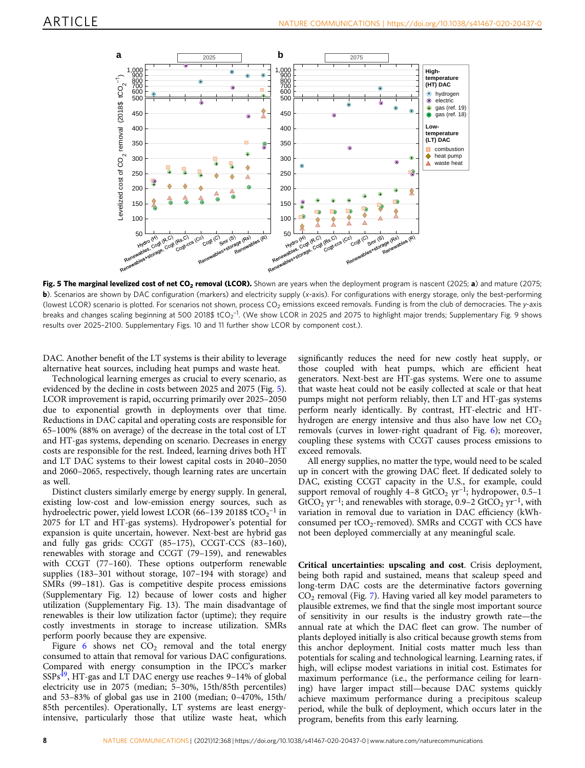a

2025

b

2075

Levelized cost of $CO_2$ removal (2018$ $tCO_2^{-1}$)

1,000
900
800
700
600
500
450
400
350
300
250
200
150
100
50

Hydro (H)
Renewables, Ccgt (R,C)
Renewables+storage, Ccgt (Rs,C)
Ccgt-ccs (Cc)
Ccgt (C)
Smr (S)
Renewables+storage (Rs)
Renewables (R)

High-temperature (HT) DAC
hydrogen
electric
gas (ref. 19)
gas (ref. 18)

Low-temperature (LT) DAC
combustion
heat pump
waste heat

**Fig. 5 The marginal levelized cost of net $CO_2$ removal (LCOR).** Shown are years when the deployment program is nascent (2025; **a**) and mature (2075; **b**). Scenarios are shown by DAC configuration (markers) and electricity supply (x-axis). For configurations with energy storage, only the best-performing (lowest LCOR) scenario is plotted. For scenarios not shown, process $CO_2$ emissions exceed removals. Funding is from the club of democracies. The y-axis breaks and changes scaling beginning at 500 2018$ $tCO_2^{-1}$. (We show LCOR in 2025 and 2075 to highlight major trends; Supplementary Fig. 9 shows results over 2025–2100. Supplementary Figs. 10 and 11 further show LCOR by component cost.).

DAC. Another benefit of the LT systems is their ability to leverage alternative heat sources, including heat pumps and waste heat.

Technological learning emerges as crucial to every scenario, as evidenced by the decline in costs between 2025 and 2075 (Fig. 5). LCOR improvement is rapid, occurring primarily over 2025–2050 due to exponential growth in deployments over that time. Reductions in DAC capital and operating costs are responsible for 65–100% (88% on average) of the decrease in the total cost of LT and HT-gas systems, depending on scenario. Decreases in energy costs are responsible for the rest. Indeed, learning drives both HT and LT DAC systems to their lowest capital costs in 2040–2050 and 2060–2065, respectively, though learning rates are uncertain as well.

Distinct clusters similarly emerge by energy supply. In general, existing low-cost and low-emission energy sources, such as hydroelectric power, yield lowest LCOR (66–139 2018$ $tCO_2^{-1}$ in 2075 for LT and HT-gas systems). Hydropower's potential for expansion is quite uncertain, however. Next-best are hybrid gas and fully gas grids: CCGT (85–175), CCGT-CCS (83–160), renewables with storage and CCGT (79–159), and renewables with CCGT (77–160). These options outperform renewable supplies (183–301 without storage, 107–194 with storage) and SMRs (99–181). Gas is competitive despite process emissions (Supplementary Fig. 12) because of lower costs and higher utilization (Supplementary Fig. 13). The main disadvantage of renewables is their low utilization factor (uptime); they require costly investments in storage to increase utilization. SMRs perform poorly because they are expensive.

Figure 6 shows net $CO_2$ removal and the total energy consumed to attain that removal for various DAC configurations. Compared with energy consumption in the IPCC's marker SSPs[49], HT-gas and LT DAC energy use reaches 9–14% of global electricity use in 2075 (median; 5–30%, 15th/85th percentiles) and 53–83% of global gas use in 2100 (median; 0–470%, 15th/85th percentiles). Operationally, LT systems are least energy-intensive, particularly those that utilize waste heat, which significantly reduces the need for new costly heat supply, or those coupled with heat pumps, which are efficient heat generators. Next-best are HT-gas systems. Were one to assume that waste heat could not be easily collected at scale or that heat pumps might not perform reliably, then LT and HT-gas systems perform nearly identically. By contrast, HT-electric and HT-hydrogen are energy intensive and thus also have low net $CO_2$ removals (curves in lower-right quadrant of Fig. 6); moreover, coupling these systems with CCGT causes process emissions to exceed removals.

All energy supplies, no matter the type, would need to be scaled up in concert with the growing DAC fleet. If dedicated solely to DAC, existing CCGT capacity in the U.S., for example, could support removal of roughly 4–8 $GtCO_2$ $yr^{-1}$; hydropower, 0.5–1 $GtCO_2$ $yr^{-1}$; and renewables with storage, 0.9–2 $GtCO_2$ $yr^{-1}$, with variation in removal due to variation in DAC efficiency (kWh-consumed per $tCO_2$-removed). SMRs and CCGT with CCS have not been deployed commercially at any meaningful scale.

**Critical uncertainties: upscaling and cost**. Crisis deployment, being both rapid and sustained, means that scaleup speed and long-term DAC costs are the determinative factors governing $CO_2$ removal (Fig. 7). Having varied all key model parameters to plausible extremes, we find that the single most important source of sensitivity in our results is the industry growth rate—the annual rate at which the DAC fleet can grow. The number of plants deployed initially is also critical because growth stems from this anchor deployment. Initial costs matter much less than potentials for scaling and technological learning. Learning rates, if high, will eclipse modest variations in initial cost. Estimates for maximum performance (i.e., the performance ceiling for learning) have larger impact still—because DAC systems quickly achieve maximum performance during a precipitous scaleup period, while the bulk of deployment, which occurs later in the program, benefits from this early learning.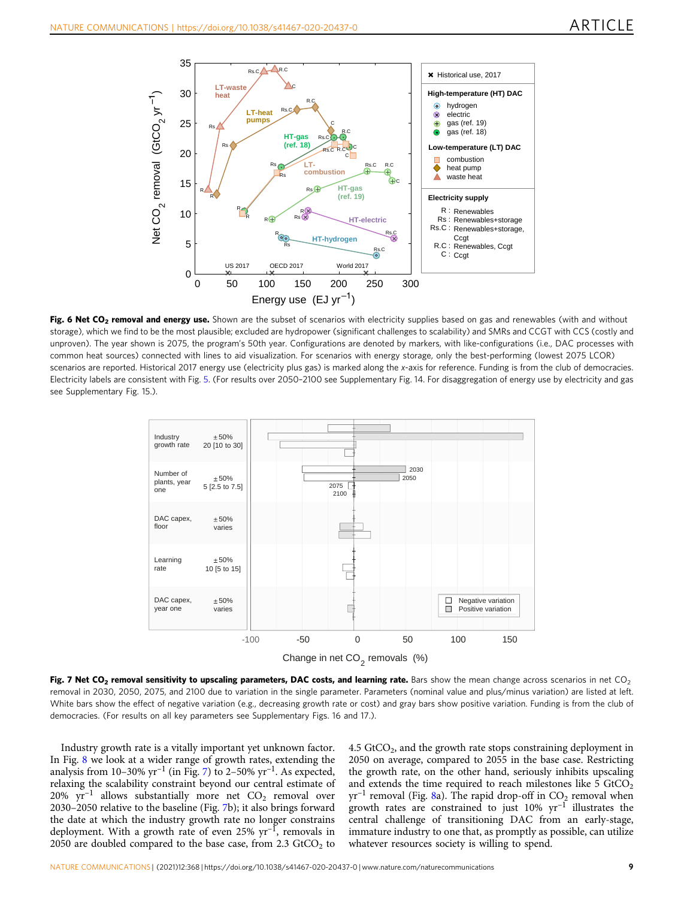Net $CO_2$ removal (GtCO$_2$ yr$^{-1}$)

Energy use (EJ yr$^{-1}$)

LT-waste heat

LT-heat pumps

HT-gas (ref. 18)

LT-combustion

HT-gas (ref. 19)

HT-electric

HT-hydrogen

US 2017

OECD 2017

World 2017

✖ Historical use, 2017

High-temperature (HT) DAC
- hydrogen
- electric
- gas (ref. 19)
- gas (ref. 18)

Low-temperature (LT) DAC
- combustion
- heat pump
- waste heat

Electricity supply
- R : Renewables
- Rs : Renewables+storage
- Rs.C : Renewables+storage, Ccgt
- R.C : Renewables, Ccgt
- C : Ccgt

**Fig. 6 Net $CO_2$ removal and energy use.** Shown are the subset of scenarios with electricity supplies based on gas and renewables (with and without storage), which we find to be the most plausible; excluded are hydropower (significant challenges to scalability) and SMRs and CCGT with CCS (costly and unproven). The year shown is 2075, the program's 50th year. Configurations are denoted by markers, with like-configurations (i.e., DAC processes with common heat sources) connected with lines to aid visualization. For scenarios with energy storage, only the best-performing (lowest 2075 LCOR) scenarios are reported. Historical 2017 energy use (electricity plus gas) is marked along the x-axis for reference. Funding is from the club of democracies. Electricity labels are consistent with Fig. 5. (For results over 2050–2100 see Supplementary Fig. 14. For disaggregation of energy use by electricity and gas see Supplementary Fig. 15.).

Industry growth rate ±50% 20 [10 to 30]

Number of plants, year one ±50% 5 [2.5 to 7.5]

DAC capex, floor ±50% varies

Learning rate ±50% 10 [5 to 15]

DAC capex, year one ±50% varies

2030
2050
2075
2100

Negative variation
Positive variation

Change in net $CO_2$ removals (%)

**Fig. 7 Net $CO_2$ removal sensitivity to upscaling parameters, DAC costs, and learning rate.** Bars show the mean change across scenarios in net $CO_2$ removal in 2030, 2050, 2075, and 2100 due to variation in the single parameter. Parameters (nominal value and plus/minus variation) are listed at left. White bars show the effect of negative variation (e.g., decreasing growth rate or cost) and gray bars show positive variation. Funding is from the club of democracies. (For results on all key parameters see Supplementary Figs. 16 and 17.).

Industry growth rate is a vitally important yet unknown factor. In Fig. 8 we look at a wider range of growth rates, extending the analysis from 10–30% yr$^{-1}$ (in Fig. 7) to 2–50% yr$^{-1}$. As expected, relaxing the scalability constraint beyond our central estimate of 20% yr$^{-1}$ allows substantially more $CO_2$ removal over 2030–2050 relative to the baseline (Fig. 7b); it also brings forward the date at which the industry growth rate no longer constrains deployment. With a growth rate of even 25% yr$^{-1}$, removals in 2050 are doubled compared to the base case, from 2.3 GtCO$_2$ to 4.5 GtCO$_2$, and the growth rate stops constraining deployment in 2050 on average, compared to 2055 in the base case. Restricting the growth rate, on the other hand, seriously inhibits upscaling and extends the time required to reach milestones like 5 GtCO$_2$ yr$^{-1}$ removal (Fig. 8a). The rapid drop-off in $CO_2$ removal when growth rates are constrained to just 10% yr$^{-1}$ illustrates the central challenge of transitioning DAC from an early-stage, immature industry to one that, as promptly as possible, can utilize whatever resources society is willing to spend.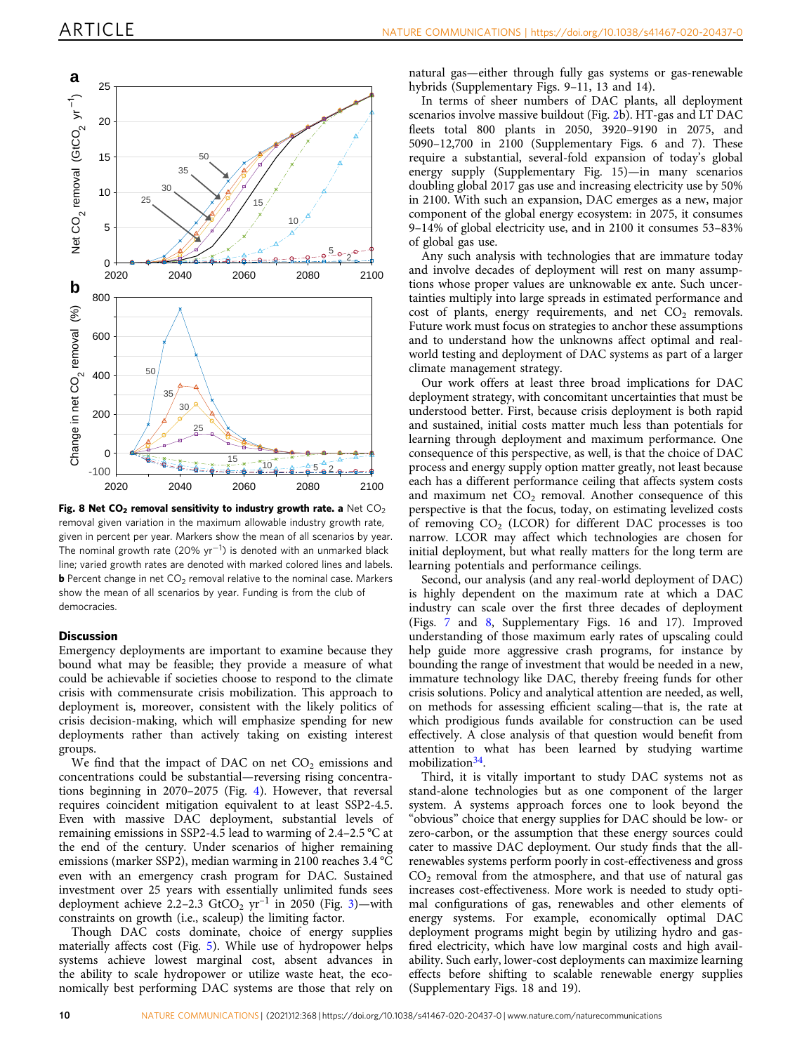a

25
20
15
10
5
0

Net $CO_2$ removal ($GtCO_2$ $yr^{-1}$)

50
35
30
25
15
10
5
2

2020 2040 2060 2080 2100

b

800
600
400
200
0
-100

Change in net $CO_2$ removal (%)

50
35
30
25
15
10
5
2

2020 2040 2060 2080 2100

**Fig. 8 Net $CO_2$ removal sensitivity to industry growth rate.** **a** Net $CO_2$ removal given variation in the maximum allowable industry growth rate, given in percent per year. Markers show the mean of all scenarios by year. The nominal growth rate (20% $yr^{-1}$) is denoted with an unmarked black line; varied growth rates are denoted with marked colored lines and labels. **b** Percent change in net $CO_2$ removal relative to the nominal case. Markers show the mean of all scenarios by year. Funding is from the club of democracies.

## Discussion

Emergency deployments are important to examine because they bound what may be feasible; they provide a measure of what could be achievable if societies choose to respond to the climate crisis with commensurate crisis mobilization. This approach to deployment is, moreover, consistent with the likely politics of crisis decision-making, which will emphasize spending for new deployments rather than actively taking on existing interest groups.

We find that the impact of DAC on net $CO_2$ emissions and concentrations could be substantial—reversing rising concentrations beginning in 2070–2075 (Fig. 4). However, that reversal requires coincident mitigation equivalent to at least SSP2-4.5. Even with massive DAC deployment, substantial levels of remaining emissions in SSP2-4.5 lead to warming of 2.4–2.5 °C at the end of the century. Under scenarios of higher remaining emissions (marker SSP2), median warming in 2100 reaches 3.4 °C even with an emergency crash program for DAC. Sustained investment over 25 years with essentially unlimited funds sees deployment achieve 2.2–2.3 $GtCO_2$ $yr^{-1}$ in 2050 (Fig. 3)—with constraints on growth (i.e., scaleup) the limiting factor.

Though DAC costs dominate, choice of energy supplies materially affects cost (Fig. 5). While use of hydropower helps systems achieve lowest marginal cost, absent advances in the ability to scale hydropower or utilize waste heat, the economically best performing DAC systems are those that rely on natural gas—either through fully gas systems or gas-renewable hybrids (Supplementary Figs. 9–11, 13 and 14).

In terms of sheer numbers of DAC plants, all deployment scenarios involve massive buildout (Fig. 2b). HT-gas and LT DAC fleets total 800 plants in 2050, 3920–9190 in 2075, and 5090–12,700 in 2100 (Supplementary Figs. 6 and 7). These require a substantial, several-fold expansion of today's global energy supply (Supplementary Fig. 15)—in many scenarios doubling global 2017 gas use and increasing electricity use by 50% in 2100. With such an expansion, DAC emerges as a new, major component of the global energy ecosystem: in 2075, it consumes 9–14% of global electricity use, and in 2100 it consumes 53–83% of global gas use.

Any such analysis with technologies that are immature today and involve decades of deployment will rest on many assumptions whose proper values are unknowable ex ante. Such uncertainties multiply into large spreads in estimated performance and cost of plants, energy requirements, and net $CO_2$ removals. Future work must focus on strategies to anchor these assumptions and to understand how the unknowns affect optimal and real-world testing and deployment of DAC systems as part of a larger climate management strategy.

Our work offers at least three broad implications for DAC deployment strategy, with concomitant uncertainties that must be understood better. First, because crisis deployment is both rapid and sustained, initial costs matter much less than potentials for learning through deployment and maximum performance. One consequence of this perspective, as well, is that the choice of DAC process and energy supply option matter greatly, not least because each has a different performance ceiling that affects system costs and maximum net $CO_2$ removal. Another consequence of this perspective is that the focus, today, on estimating levelized costs of removing $CO_2$ (LCOR) for different DAC processes is too narrow. LCOR may affect which technologies are chosen for initial deployment, but what really matters for the long term are learning potentials and performance ceilings.

Second, our analysis (and any real-world deployment of DAC) is highly dependent on the maximum rate at which a DAC industry can scale over the first three decades of deployment (Figs. 7 and 8, Supplementary Figs. 16 and 17). Improved understanding of those maximum early rates of upscaling could help guide more aggressive crash programs, for instance by bounding the range of investment that would be needed in a new, immature technology like DAC, thereby freeing funds for other crisis solutions. Policy and analytical attention are needed, as well, on methods for assessing efficient scaling—that is, the rate at which prodigious funds available for construction can be used effectively. A close analysis of that question would benefit from attention to what has been learned by studying wartime mobilization[34].

Third, it is vitally important to study DAC systems not as stand-alone technologies but as one component of the larger system. A systems approach forces one to look beyond the "obvious" choice that energy supplies for DAC should be low- or zero-carbon, or the assumption that these energy sources could cater to massive DAC deployment. Our study finds that the all-renewables systems perform poorly in cost-effectiveness and gross $CO_2$ removal from the atmosphere, and that use of natural gas increases cost-effectiveness. More work is needed to study optimal configurations of gas, renewables and other elements of energy systems. For example, economically optimal DAC deployment programs might begin by utilizing hydro and gas-fired electricity, which have low marginal costs and high availability. Such early, lower-cost deployments can maximize learning effects before shifting to scalable renewable energy supplies (Supplementary Figs. 18 and 19).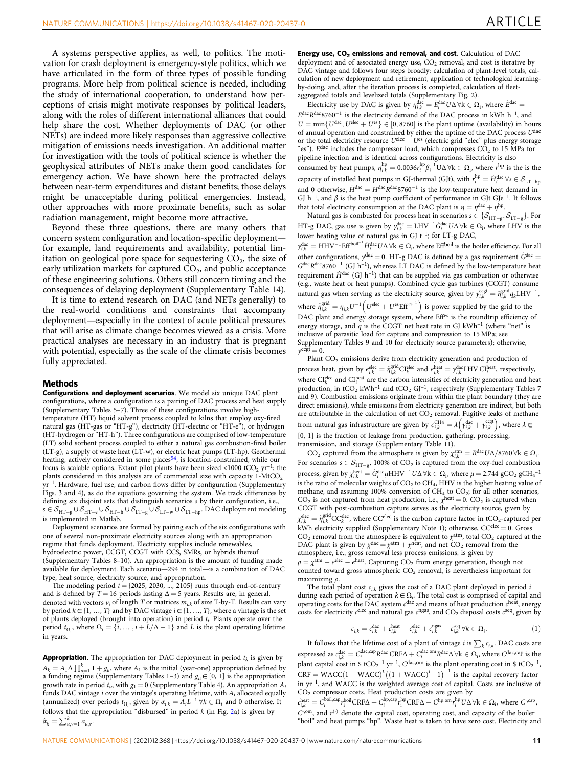A systems perspective applies, as well, to politics. The motivation for crash deployment is emergency-style politics, which we have articulated in the form of three types of possible funding programs. More help from political science is needed, including the study of international cooperation, to understand how perceptions of crisis might motivate responses by political leaders, along with the roles of different international alliances that could help share the cost. Whether deployments of DAC (or other NETs) are indeed more likely responses than aggressive collective mitigation of emissions needs investigation. An additional matter for investigation with the tools of political science is whether the geophysical attributes of NETs make them good candidates for emergency action. We have shown here the protracted delays between near-term expenditures and distant benefits; those delays might be unacceptable during political emergencies. Instead, other approaches with more proximate benefits, such as solar radiation management, might become more attractive.

Beyond these three questions, there are many others that concern system configuration and location-specific deployment—for example, land requirements and availability, potential limitation on geological pore space for sequestering $CO_2$, the size of early utilization markets for captured $CO_2$, and public acceptance of these engineering solutions. Others still concern timing and the consequences of delaying deployment (Supplementary Table 14).

It is time to extend research on DAC (and NETs generally) to the real-world conditions and constraints that accompany deployment—especially in the context of acute political pressures that will arise as climate change becomes viewed as a crisis. More practical analyses are necessary in an industry that is pregnant with potential, especially as the scale of the climate crisis becomes fully appreciated.

## Methods

**Configurations and deployment scenarios**. We model six unique DAC plant configurations, where a configuration is a pairing of DAC process and heat supply (Supplementary Tables 5–7). Three of these configurations involve high-temperature (HT) liquid solvent process coupled to kilns that employ oxy-fired natural gas (HT-gas or "HT-g"), electricity (HT-electric or "HT-e"), or hydrogen (HT-hydrogen or "HT-h"). Three configurations are comprised of low-temperature (LT) solid sorbent process coupled to either a natural gas combustion-fired boiler (LT-g), a supply of waste heat (LT-w), or electric heat pumps (LT-hp). Geothermal heating, actively considered in some places[54], is location-constrained, while our focus is on scalable options. Extant pilot plants have been sized <1000 $tCO_2$ $yr^{-1}$; the plants considered in this analysis are of commercial size with capacity 1-$MtCO_2$ $yr^{-1}$. Hardware, fuel use, and carbon flows differ by configuration (Supplementary Figs. 3 and 4), as do the equations governing the system. We track differences by defining six disjoint sets that distinguish scenarios $s$ by their configuration, i.e., $s \in \mathcal{S}_{\text{HT-g}} \cup \mathcal{S}_{\text{HT-e}} \cup \mathcal{S}_{\text{HT-h}} \cup \mathcal{S}_{\text{LT-g}} \cup \mathcal{S}_{\text{LT-w}} \cup \mathcal{S}_{\text{LT-hp}}$. DAC deployment modeling is implemented in Matlab.

Deployment scenarios are formed by pairing each of the six configurations with one of several non-proximate electricity sources along with an appropriation regime that funds deployment. Electricity supplies include renewables, hydroelectric power, CCGT, CCGT with CCS, SMRs, or hybrids thereof (Supplementary Tables 8–10). An appropriation is the amount of funding made available for deployment. Each scenario—294 in total—is a combination of DAC type, heat source, electricity source, and appropriation.

The modeling period $t = \{2025, 2030, ..., 2105\}$ runs through end-of-century and is defined by $T = 16$ periods lasting $\Delta = 5$ years. Results are, in general, denoted with vectors $v_i$ of length $T$ or matrices $m_{i,k}$ of size T-by-T. Results can vary by period $k \in \{1, ..., T\}$ and by DAC vintage $i \in \{1, ..., T\}$, where a vintage is the set of plants deployed (brought into operation) in period $t_i$. Plants operate over the period $t_{\Omega_i}$, where $\Omega_i = \{i, ..., i + L/\Delta - 1\}$ and $L$ is the plant operating lifetime in years.

**Appropriation**. The appropriation for DAC deployment in period $t_k$ is given by $A_k = A_1 \Delta \prod_{u=1}^{k} 1 + g_u$, where $A_1$ is the initial (year-one) appropriation defined by a funding regime (Supplementary Tables 1–3) and $g_u \in [0, 1]$ is the appropriation growth rate in period $t_u$, with $g_1 = 0$ (Supplementary Table 4). An appropriation $A_i$ funds DAC vintage $i$ over the vintage's operating lifetime, with $A_i$ allocated equally (annualized) over periods $t_{\Omega_i}$, given by $\alpha_{i,k} = A_i L^{-1}\ \forall k \in \Omega_i$ and 0 otherwise. It follows that the appropriation "disbursed" in period $k$ (in Fig. 2a) is given by $\hat{\alpha}_k = \sum_{u,v=1}^{k} a_{u,v}$.

**Energy use, $CO_2$ emissions and removal, and cost**. Calculation of DAC deployment and of associated energy use, $CO_2$ removal, and cost is iterative by DAC vintage and follows four steps broadly: calculation of plant-level totals, calculation of new deployment and retirement, application of technological learning-by-doing, and, after the iteration process is completed, calculation of fleet-aggregated totals and levelized totals (Supplementary Fig. 2).

Electricity use by DAC is given by $\eta_{i,k}^{\text{dac}} = \dot{E}_i^{\text{dac}} U \Delta\ \forall k \in \Omega_i$, where $\dot{E}^{\text{dac}} = E^{\text{dac}} R^{\text{dac}} 8760^{-1}$ is the electricity demand of the DAC process in kWh $h^{-1}$, and $U = \min\{U^{\text{dac}}, U^{\text{elec}} + U^{\text{es}}\} \in [0, 8760]$ is the plant uptime (availability) in hours of annual operation and constrained by either the uptime of the DAC process $U^{\text{dac}}$ or the total electricity resource $U^{\text{elec}} + U^{\text{es}}$ (electric grid "elec" plus energy storage "es"). $E^{\text{dac}}$ includes the compressor load, which compresses $CO_2$ to 15 MPa for pipeline injection and is identical across configurations. Electricity is also consumed by heat pumps, $\eta_{i,k}^{\text{hp}} = 0.0036 r_i^{\text{hp}} \beta_i^{-1} U \Delta\ \forall k \in \Omega_i$, where $r^{\text{hp}}$ is the is the capacity of installed heat pumps in GJ-thermal (GJt), with $r_i^{\text{hp}} = \dot{H}_i^{\text{dac}}\ \forall s \in \mathcal{S}_{\text{LT-hp}}$ and 0 otherwise, $\dot{H}^{\text{dac}} = H^{\text{dac}} R^{\text{dac}} 8760^{-1}$ is the low-temperature heat demand in GJ $h^{-1}$, and $\beta$ is the heat pump coefficient of performance in GJt $GJe^{-1}$. It follows that total electricity consumption at the DAC plant is $\eta = \eta^{\text{dac}} + \eta^{\text{hp}}$.

Natural gas is combusted for process heat in scenarios $s \in \{\mathcal{S}_{\text{HT-g}}, \mathcal{S}_{\text{LT-g}}\}$. For HT-g DAC, gas use is given by $\gamma_{i,k}^{\text{dac}} = \text{LHV}^{-1} \dot{G}_i^{\text{dac}} U \Delta\ \forall k \in \Omega_i$, where LHV is the lower heating value of natural gas in GJ $t^{-1}$; for LT-g DAC, $\gamma_{i,k}^{\text{dac}} = \text{HHV}^{-1} \text{Eff}^{\text{boil}^{-1}} \dot{H}_i^{\text{dac}} U \Delta\ \forall k \in \Omega_i$, where $\text{Eff}^{\text{boil}}$ is the boiler efficiency. For all other configurations, $\gamma^{\text{dac}} = 0$. HT-g DAC is defined by a gas requirement $\dot{G}^{\text{dac}} = G^{\text{dac}} R^{\text{dac}} 8760^{-1}$ (GJ $h^{-1}$), whereas LT DAC is defined by the low-temperature heat requirement $\dot{H}^{\text{dac}}$ (GJ $h^{-1}$) that can be supplied via gas combustion or otherwise (e.g., waste heat or heat pumps). Combined cycle gas turbines (CCGT) consume natural gas when serving as the electricity source, given by $\gamma_{i,k}^{\text{ccgt}} = \tilde{\eta}_{i,k}^{\text{grid}} q_k \text{LHV}^{-1}$, where $\tilde{\eta}_{i,k}^{\text{grid}} = \eta_{i,k} U^{-1} \left( U^{\text{elec}} + U^{\text{es}} \text{Eff}^{\text{es}^{-1}} \right)$ is power supplied by the grid to the DAC plant and energy storage system, where $\text{Eff}^{\text{es}}$ is the roundtrip efficiency of energy storage, and $q$ is the CCGT net heat rate in GJ $kWh^{-1}$ (where "net" is inclusive of parasitic load for capture and compression to 15 MPa; see Supplementary Tables 9 and 10 for electricity source parameters); otherwise, $\gamma^{\text{ccgt}} = 0$.

Plant $CO_2$ emissions derive from electricity generation and production of process heat, given by $\epsilon_{i,k}^{\text{elec}} = \tilde{\eta}_{i,k}^{\text{grid}} \text{CI}_k^{\text{elec}}$ and $\epsilon_{i,k}^{\text{heat}} = \gamma_{i,k}^{\text{dac}} \text{LHV}\, \text{CI}_i^{\text{heat}}$, respectively, where $\text{CI}_k^{\text{elec}}$ and $\text{CI}_i^{\text{heat}}$ are the carbon intensities of electricity generation and heat production, in $tCO_2$ $kWh^{-1}$ and $tCO_2$ $GJ^{-1}$, respectively (Supplementary Tables 7 and 9). Combustion emissions originate from within the plant boundary (they are direct emissions), while emissions from electricity generation are indirect, but both are attributable in the calculation of net $CO_2$ removal. Fugitive leaks of methane from natural gas infrastructure are given by $\epsilon_{i,k}^{\text{CH4}} = \lambda \left( \gamma_{i,k}^{\text{dac}} + \gamma_{i,k}^{\text{ccgt}} \right)$, where $\lambda \in [0, 1]$ is the fraction of leakage from production, gathering, processing, transmission, and storage (Supplementary Table 11).

$CO_2$ captured from the atmosphere is given by $\chi_{i,k}^{\text{atm}} = R^{\text{dac}} U \Delta / 8760\ \forall k \in \Omega_i$. For scenarios $s \in \mathcal{S}_{\text{HT-g}}$, 100% of $CO_2$ is captured from the oxy-fuel combustion process, given by $\chi_{i,k}^{\text{heat}} = \dot{G}_i^{\text{dac}} \mu \text{HHV}^{-1} U \Delta\ \forall k \in \Omega_i$, where $\mu = 2.744$ $gCO_2$ $gCH_4^{-1}$ is the ratio of molecular weights of $CO_2$ to $CH_4$, HHV is the higher heating value of methane, and assuming 100% conversion of $CH_4$ to $CO_2$; for all other scenarios, $CO_2$ is not captured from heat production, i.e., $\chi^{\text{heat}} = 0$. $CO_2$ is captured when CCGT with post-combustion capture serves as the electricity source, given by $\chi_{i,k}^{\text{elec}} = \tilde{\eta}_{i,k}^{\text{grid}} \text{CC}_k^{\text{elec}}$, where $\text{CC}^{\text{elec}}$ is the carbon capture factor in $tCO_2$-captured per kWh electricity supplied (Supplementary Note 1); otherwise, $\text{CC}^{\text{elec}} = 0$. Gross $CO_2$ removal from the atmosphere is equivalent to $\chi^{\text{atm}}$, total $CO_2$ captured at the DAC plant is given by $\chi^{\text{dac}} = \chi^{\text{atm}} + \chi^{\text{heat}}$, and net $CO_2$ removal from the atmosphere, i.e., gross removal less process emissions, is given by $\rho = \chi^{\text{atm}} - \epsilon^{\text{elec}} - \epsilon^{\text{heat}}$. Capturing $CO_2$ from energy generation, though not counted toward gross atmospheric $CO_2$ removal, is nevertheless important for maximizing $\rho$.

The total plant cost $c_{i,k}$ gives the cost of a DAC plant deployed in period $i$ during each period of operation $k \in \Omega_i$. The total cost is comprised of capital and operating costs for the DAC system $c^{\text{dac}}$ and means of heat production $c^{\text{heat}}$, energy costs for electricity $c^{\text{elec}}$ and natural gas $c^{\text{ngas}}$, and $CO_2$ disposal costs $c^{\text{seq}}$, given by

$$c_{i,k} = c_{i,k}^{\text{dac}} + c_{i,k}^{\text{heat}} + c_{i,k}^{\text{elec}} + c_{i,k}^{\text{ngas}} + c_{i,k}^{\text{seq}}\ \forall k \in \Omega_i. \tag{1}$$

It follows that the lifetime cost of a plant of vintage $i$ is $\sum_k c_{i,k}$. DAC costs are expressed as $c_{i,k}^{\text{dac}} = C_i^{\text{dac,cap}} R^{\text{dac}} \text{CRF} \Delta + C_i^{\text{dac,om}} R^{\text{dac}} \Delta\ \forall k \in \Omega_i$, where $C^{\text{dac,cap}}$ is the plant capital cost in \$ $tCO_2^{-1}$ $yr^{-1}$, $C^{\text{dac,om}}$ is the plant operating cost in \$ $tCO_2^{-1}$, $\text{CRF} = \text{WACC}(1 + \text{WACC})^L \left( (1 + \text{WACC})^L - 1 \right)^{-1}$ is the capital recovery factor in $yr^{-1}$, and WACC is the weighted average cost of capital. Costs are inclusive of $CO_2$ compressor costs. Heat production costs are given by $c_{i,k}^{\text{heat}} = C_i^{\text{boil,cap}} r_i^{\text{boil}} \text{CRF} \Delta + C_i^{\text{hp,cap}} r_i^{\text{hp}} \text{CRF} \Delta + C^{\text{hp,om}} r_i^{\text{hp}} U \Delta\ \forall k \in \Omega_i$, where $C^{\cdot,\text{cap}}$, $C^{\cdot,\text{om}}$, and $r^{(\cdot)}$ denote the capital cost, operating cost, and capacity of the boiler "boil" and heat pumps "hp". Waste heat is taken to have zero cost. Electricity and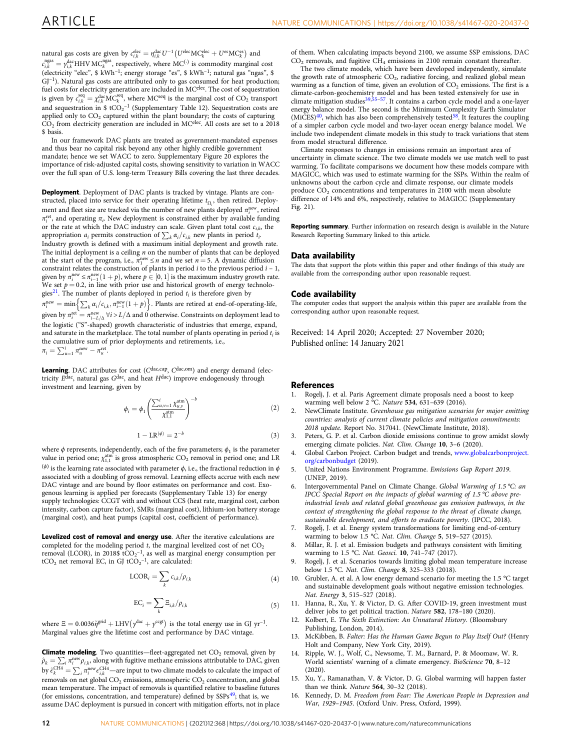natural gas costs are given by $c_{i,k}^{\text{elec}} = \eta_{i,k}^{\text{dac}} U^{-1}\left(U^{\text{elec}}\text{MC}_k^{\text{elec}} + U^{\text{es}}\text{MC}_k^{\text{es}}\right)$ and $c_{i,k}^{\text{ngas}} = \gamma_{i,k}^{\text{dac}}\text{HHV}\,\text{MC}_k^{\text{ngas}}$, respectively, where $\text{MC}^{(\cdot)}$ is commodity marginal cost (electricity "elec", \$ $\text{kWh}^{-1}$; energy storage "es", \$ $\text{kWh}^{-1}$; natural gas "ngas", \$ $\text{GJ}^{-1}$). Natural gas costs are attributed only to gas consumed for heat production; fuel costs for electricity generation are included in $\text{MC}^{\text{elec}}$. The cost of sequestration is given by $c_{i,k}^{\text{seq}} = \chi_{i,k}^{\text{dac}}\text{MC}_k^{\text{seq}}$, where $\text{MC}^{\text{seq}}$ is the marginal cost of $CO_2$ transport and sequestration in \$ $\text{tCO}_2^{-1}$ (Supplementary Table 12). Sequestration costs are applied only to $CO_2$ captured within the plant boundary; the costs of capturing $CO_2$ from electricity generation are included in $\text{MC}^{\text{elec}}$. All costs are set to a 2018 \$ basis.

In our framework DAC plants are treated as government-mandated expenses and thus bear no capital risk beyond any other highly credible government mandate; hence we set WACC to zero. Supplementary Figure 20 explores the importance of risk-adjusted capital costs, showing sensitivity to variation in WACC over the full span of U.S. long-term Treasury Bills covering the last three decades.

**Deployment**. Deployment of DAC plants is tracked by vintage. Plants are constructed, placed into service for their operating lifetime $t_{\Omega_i}$, then retired. Deployment and fleet size are tracked via the number of new plants deployed $\pi_i^{\text{new}}$, retired $\pi_i^{\text{ret}}$, and operating $\pi_i$. New deployment is constrained either by available funding or the rate at which the DAC industry can scale. Given plant total cost $c_{i,k}$, the appropriation $a_i$ permits construction of $\sum_k \alpha_i/c_{i,k}$ new plants in period $t_i$. Industry growth is defined with a maximum initial deployment and growth rate. The initial deployment is a ceiling $n$ on the number of plants that can be deployed at the start of the program, i.e., $\pi_1^{\text{new}} \le n$ and we set $n = 5$. A dynamic diffusion constraint relates the construction of plants in period $i$ to the previous period $i - 1$, given by $\pi_i^{\text{new}} \le \pi_{i-1}^{\text{new}}(1+p)$, where $p \in [0, 1]$ is the maximum industry growth rate. We set $p = 0.2$, in line with prior use and historical growth of energy technologies[21]. The number of plants deployed in period $t_i$ is therefore given by $\pi_i^{\text{new}} = \min\left\{\sum_k \alpha_i/c_{i,k}, \pi_{i-1}^{\text{new}}(1+p)\right\}$. Plants are retired at end-of-operating-life, given by $\pi_i^{\text{ret}} = \pi_{i-L/\Delta}^{\text{new}}\ \forall i > L/\Delta$ and 0 otherwise. Constraints on deployment lead to the logistic ("S"-shaped) growth characteristic of industries that emerge, expand, and saturate in the marketplace. The total number of plants operating in period $t_i$ is the cumulative sum of prior deployments and retirements, i.e., $\pi_i = \sum_{u=1}^{i} \pi_u^{\text{new}} - \pi_u^{\text{ret}}$.

**Learning**. DAC attributes for cost ($C^{\text{dac,cap}}$, $C^{\text{dac,om}}$) and energy demand (electricity $E^{\text{dac}}$, natural gas $G^{\text{dac}}$, and heat $H^{\text{dac}}$) improve endogenously through investment and learning, given by

$$\phi_i = \phi_1\left(\frac{\sum_{u,v=1}^{i}\chi_{u,v}^{\text{atm}}}{\chi_{1,1}^{\text{atm}}}\right)^{-b} \tag{2}$$

$$1 - \text{LR}^{(\phi)} = 2^{-b} \tag{3}$$

where $\phi$ represents, independently, each of the five parameters; $\phi_1$ is the parameter value in period one; $\chi_{1,1}^{\text{atm}}$ is gross atmospheric $CO_2$ removal in period one; and $\text{LR}^{(\phi)}$ is the learning rate associated with parameter $\phi$, i.e., the fractional reduction in $\phi$ associated with a doubling of gross removal. Learning effects accrue with each new DAC vintage and are bound by floor estimates on performance and cost. Exogenous learning is applied per forecasts (Supplementary Table 13) for energy supply technologies: CCGT with and without CCS (heat rate, marginal cost, carbon intensity, carbon capture factor), SMRs (marginal cost), lithium-ion battery storage (marginal cost), and heat pumps (capital cost, coefficient of performance).

**Levelized cost of removal and energy use**. After the iterative calculations are completed for the modeling period $t$, the marginal levelized cost of net $CO_2$ removal (LCOR), in 2018\$ $\text{tCO}_2^{-1}$, as well as marginal energy consumption per $\text{tCO}_2$ net removal EC, in GJ $\text{tCO}_2^{-1}$, are calculated:

$$\text{LCOR}_i = \sum_k c_{i,k}/\rho_{i,k} \tag{4}$$

$$\text{EC}_i = \sum_k \Xi_{i,k}/\rho_{i,k} \tag{5}$$

where $\Xi = 0.0036\hat{\eta}^{\text{grid}} + \text{LHV}\left(\gamma^{\text{dac}} + \gamma^{\text{ccgt}}\right)$ is the total energy use in GJ $\text{yr}^{-1}$. Marginal values give the lifetime cost and performance by DAC vintage.

**Climate modeling**. Two quantities—fleet-aggregated net $CO_2$ removal, given by $\hat{\rho}_k = \sum_i \pi_i^{\text{new}}\rho_{i,k}$, along with fugitive methane emissions attributable to DAC, given by $\hat{\epsilon}_k^{\text{CH4}} = \sum_i \pi_i^{\text{new}}\epsilon_{i,k}^{\text{CH4}}$—are input to two climate models to calculate the impact of removals on net global $CO_2$ emissions, atmospheric $CO_2$ concentration, and global mean temperature. The impact of removals is quantified relative to baseline futures (for emissions, concentration, and temperature) defined by SSPs[49]; that is, we assume DAC deployment is pursued in concert with mitigation efforts, not in place of them. When calculating impacts beyond 2100, we assume SSP emissions, DAC $CO_2$ removals, and fugitive $CH_4$ emissions in 2100 remain constant thereafter.

The two climate models, which have been developed independently, simulate the growth rate of atmospheric $CO_2$, radiative forcing, and realized global mean warming as a function of time, given an evolution of $CO_2$ emissions. The first is a climate-carbon-geochemistry model and has been tested extensively for use in climate mitigation studies[39,55–57]. It contains a carbon cycle model and a one-layer energy balance model. The second is the Minimum Complexity Earth Simulator (MiCES)[40], which has also been comprehensively tested[58]. It features the coupling of a simpler carbon cycle model and two-layer ocean energy balance model. We include two independent climate models in this study to track variations that stem from model structural difference.

Climate responses to changes in emissions remain an important area of uncertainty in climate science. The two climate models we use match well to past warming. To facilitate comparisons we document how these models compare with MAGICC, which was used to estimate warming for the SSPs. Within the realm of unknowns about the carbon cycle and climate response, our climate models produce $CO_2$ concentrations and temperatures in 2100 with mean absolute difference of 14% and 6%, respectively, relative to MAGICC (Supplementary Fig. 21).

**Reporting summary**. Further information on research design is available in the Nature Research Reporting Summary linked to this article.

## Data availability

The data that support the plots within this paper and other findings of this study are available from the corresponding author upon reasonable request.

## Code availability

The computer codes that support the analysis within this paper are available from the corresponding author upon reasonable request.

Received: 14 April 2020; Accepted: 27 November 2020;
Published online: 14 January 2021

## References

1. Rogelj, J. et al. Paris Agreement climate proposals need a boost to keep warming well below 2 °C. *Nature* **534**, 631–639 (2016).
2. NewClimate Institute. *Greenhouse gas mitigation scenarios for major emitting countries: analysis of current climate policies and mitigation commitments: 2018 update*. Report No. 317041. (NewClimate Institute, 2018).
3. Peters, G. P. et al. Carbon dioxide emissions continue to grow amidst slowly emerging climate policies. *Nat. Clim. Change* **10**, 3–6 (2020).
4. Global Carbon Project. Carbon budget and trends, www.globalcarbonproject.org/carbonbudget (2019).
5. United Nations Environment Programme. *Emissions Gap Report 2019*. (UNEP, 2019).
6. Intergovernmental Panel on Climate Change. *Global Warming of 1.5 °C: an IPCC Special Report on the impacts of global warming of 1.5 °C above pre-industrial levels and related global greenhouse gas emission pathways, in the context of strengthening the global response to the threat of climate change, sustainable development, and efforts to eradicate poverty*. (IPCC, 2018).
7. Rogelj, J. et al. Energy system transformations for limiting end-of-century warming to below 1.5 °C. *Nat. Clim. Change* **5**, 519–527 (2015).
8. Millar, R. J. et al. Emission budgets and pathways consistent with limiting warming to 1.5 °C. *Nat. Geosci.* **10**, 741–747 (2017).
9. Rogelj, J. et al. Scenarios towards limiting global mean temperature increase below 1.5 °C. *Nat. Clim. Change* **8**, 325–333 (2018).
10. Grubler, A. et al. A low energy demand scenario for meeting the 1.5 °C target and sustainable development goals without negative emission technologies. *Nat. Energy* **3**, 515–527 (2018).
11. Hanna, R., Xu, Y. & Victor, D. G. After COVID-19, green investment must deliver jobs to get political traction. *Nature* **582**, 178–180 (2020).
12. Kolbert, E. *The Sixth Extinction: An Unnatural History*. (Bloomsbury Publishing, London, 2014).
13. McKibben, B. *Falter: Has the Human Game Begun to Play Itself Out?* (Henry Holt and Company, New York City, 2019).
14. Ripple, W. J., Wolf, C., Newsome, T. M., Barnard, P. & Moomaw, W. R. World scientists' warning of a climate emergency. *BioScience* **70**, 8–12 (2020).
15. Xu, Y., Ramanathan, V. & Victor, D. G. Global warming will happen faster than we think. *Nature* **564**, 30–32 (2018).
16. Kennedy, D. M. *Freedom from Fear: The American People in Depression and War, 1929–1945*. (Oxford Univ. Press, Oxford, 1999).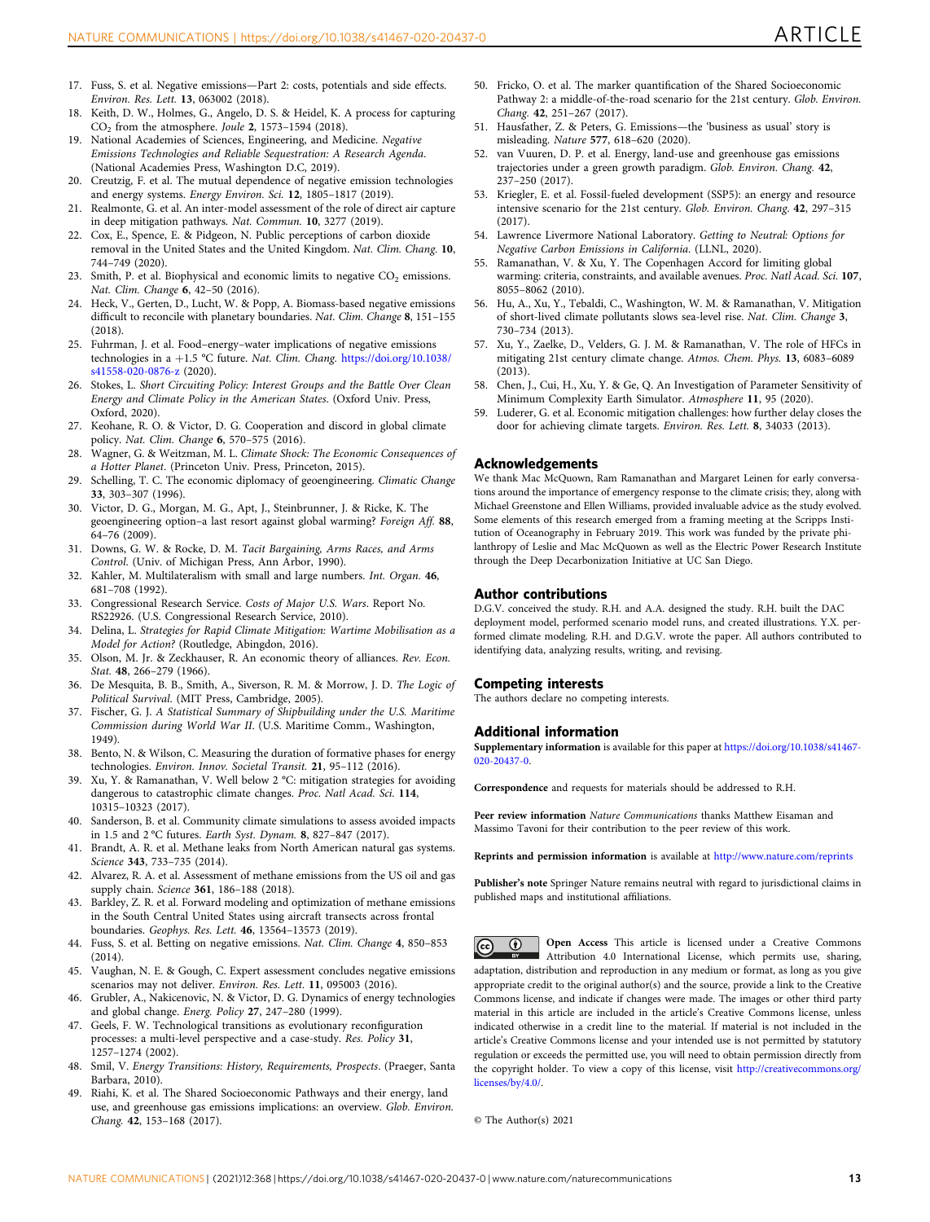17. Fuss, S. et al. Negative emissions—Part 2: costs, potentials and side effects. *Environ. Res. Lett.* **13**, 063002 (2018).
18. Keith, D. W., Holmes, G., Angelo, D. S. & Heidel, K. A process for capturing $CO_2$ from the atmosphere. *Joule* **2**, 1573–1594 (2018).
19. National Academies of Sciences, Engineering, and Medicine. *Negative Emissions Technologies and Reliable Sequestration: A Research Agenda*. (National Academies Press, Washington D.C, 2019).
20. Creutzig, F. et al. The mutual dependence of negative emission technologies and energy systems. *Energy Environ. Sci.* **12**, 1805–1817 (2019).
21. Realmonte, G. et al. An inter-model assessment of the role of direct air capture in deep mitigation pathways. *Nat. Commun.* **10**, 3277 (2019).
22. Cox, E., Spence, E. & Pidgeon, N. Public perceptions of carbon dioxide removal in the United States and the United Kingdom. *Nat. Clim. Chang.* **10**, 744–749 (2020).
23. Smith, P. et al. Biophysical and economic limits to negative $CO_2$ emissions. *Nat. Clim. Change* **6**, 42–50 (2016).
24. Heck, V., Gerten, D., Lucht, W. & Popp, A. Biomass-based negative emissions difficult to reconcile with planetary boundaries. *Nat. Clim. Change* **8**, 151–155 (2018).
25. Fuhrman, J. et al. Food–energy–water implications of negative emissions technologies in a +1.5 °C future. *Nat. Clim. Chang.* https://doi.org/10.1038/s41558-020-0876-z (2020).
26. Stokes, L. *Short Circuiting Policy: Interest Groups and the Battle Over Clean Energy and Climate Policy in the American States*. (Oxford Univ. Press, Oxford, 2020).
27. Keohane, R. O. & Victor, D. G. Cooperation and discord in global climate policy. *Nat. Clim. Change* **6**, 570–575 (2016).
28. Wagner, G. & Weitzman, M. L. *Climate Shock: The Economic Consequences of a Hotter Planet*. (Princeton Univ. Press, Princeton, 2015).
29. Schelling, T. C. The economic diplomacy of geoengineering. *Climatic Change* **33**, 303–307 (1996).
30. Victor, D. G., Morgan, M. G., Apt, J., Steinbrunner, J. & Ricke, K. The geoengineering option–a last resort against global warming? *Foreign Aff.* **88**, 64–76 (2009).
31. Downs, G. W. & Rocke, D. M. *Tacit Bargaining, Arms Races, and Arms Control*. (Univ. of Michigan Press, Ann Arbor, 1990).
32. Kahler, M. Multilateralism with small and large numbers. *Int. Organ.* **46**, 681–708 (1992).
33. Congressional Research Service. *Costs of Major U.S. Wars*. Report No. RS22926. (U.S. Congressional Research Service, 2010).
34. Delina, L. *Strategies for Rapid Climate Mitigation: Wartime Mobilisation as a Model for Action?* (Routledge, Abingdon, 2016).
35. Olson, M. Jr. & Zeckhauser, R. An economic theory of alliances. *Rev. Econ. Stat.* **48**, 266–279 (1966).
36. De Mesquita, B. B., Smith, A., Siverson, R. M. & Morrow, J. D. *The Logic of Political Survival*. (MIT Press, Cambridge, 2005).
37. Fischer, G. J. *A Statistical Summary of Shipbuilding under the U.S. Maritime Commission during World War II*. (U.S. Maritime Comm., Washington, 1949).
38. Bento, N. & Wilson, C. Measuring the duration of formative phases for energy technologies. *Environ. Innov. Societal Transit.* **21**, 95–112 (2016).
39. Xu, Y. & Ramanathan, V. Well below 2 °C: mitigation strategies for avoiding dangerous to catastrophic climate changes. *Proc. Natl Acad. Sci.* **114**, 10315–10323 (2017).
40. Sanderson, B. et al. Community climate simulations to assess avoided impacts in 1.5 and 2 °C futures. *Earth Syst. Dynam.* **8**, 827–847 (2017).
41. Brandt, A. R. et al. Methane leaks from North American natural gas systems. *Science* **343**, 733–735 (2014).
42. Alvarez, R. A. et al. Assessment of methane emissions from the US oil and gas supply chain. *Science* **361**, 186–188 (2018).
43. Barkley, Z. R. et al. Forward modeling and optimization of methane emissions in the South Central United States using aircraft transects across frontal boundaries. *Geophys. Res. Lett.* **46**, 13564–13573 (2019).
44. Fuss, S. et al. Betting on negative emissions. *Nat. Clim. Change* **4**, 850–853 (2014).
45. Vaughan, N. E. & Gough, C. Expert assessment concludes negative emissions scenarios may not deliver. *Environ. Res. Lett.* **11**, 095003 (2016).
46. Grubler, A., Nakicenovic, N. & Victor, D. G. Dynamics of energy technologies and global change. *Energ. Policy* **27**, 247–280 (1999).
47. Geels, F. W. Technological transitions as evolutionary reconfiguration processes: a multi-level perspective and a case-study. *Res. Policy* **31**, 1257–1274 (2002).
48. Smil, V. *Energy Transitions: History, Requirements, Prospects*. (Praeger, Santa Barbara, 2010).
49. Riahi, K. et al. The Shared Socioeconomic Pathways and their energy, land use, and greenhouse gas emissions implications: an overview. *Glob. Environ. Chang.* **42**, 153–168 (2017).
50. Fricko, O. et al. The marker quantification of the Shared Socioeconomic Pathway 2: a middle-of-the-road scenario for the 21st century. *Glob. Environ. Chang.* **42**, 251–267 (2017).
51. Hausfather, Z. & Peters, G. Emissions—the 'business as usual' story is misleading. *Nature* **577**, 618–620 (2020).
52. van Vuuren, D. P. et al. Energy, land-use and greenhouse gas emissions trajectories under a green growth paradigm. *Glob. Environ. Chang.* **42**, 237–250 (2017).
53. Kriegler, E. et al. Fossil-fueled development (SSP5): an energy and resource intensive scenario for the 21st century. *Glob. Environ. Chang.* **42**, 297–315 (2017).
54. Lawrence Livermore National Laboratory. *Getting to Neutral: Options for Negative Carbon Emissions in California*. (LLNL, 2020).
55. Ramanathan, V. & Xu, Y. The Copenhagen Accord for limiting global warming: criteria, constraints, and available avenues. *Proc. Natl Acad. Sci.* **107**, 8055–8062 (2010).
56. Hu, A., Xu, Y., Tebaldi, C., Washington, W. M. & Ramanathan, V. Mitigation of short-lived climate pollutants slows sea-level rise. *Nat. Clim. Change* **3**, 730–734 (2013).
57. Xu, Y., Zaelke, D., Velders, G. J. M. & Ramanathan, V. The role of HFCs in mitigating 21st century climate change. *Atmos. Chem. Phys.* **13**, 6083–6089 (2013).
58. Chen, J., Cui, H., Xu, Y. & Ge, Q. An Investigation of Parameter Sensitivity of Minimum Complexity Earth Simulator. *Atmosphere* **11**, 95 (2020).
59. Luderer, G. et al. Economic mitigation challenges: how further delay closes the door for achieving climate targets. *Environ. Res. Lett.* **8**, 34033 (2013).

## Acknowledgements

We thank Mac McQuown, Ram Ramanathan and Margaret Leinen for early conversations around the importance of emergency response to the climate crisis; they, along with Michael Greenstone and Ellen Williams, provided invaluable advice as the study evolved. Some elements of this research emerged from a framing meeting at the Scripps Institution of Oceanography in February 2019. This work was funded by the private philanthropy of Leslie and Mac McQuown as well as the Electric Power Research Institute through the Deep Decarbonization Initiative at UC San Diego.

## Author contributions

D.G.V. conceived the study. R.H. and A.A. designed the study. R.H. built the DAC deployment model, performed scenario model runs, and created illustrations. Y.X. performed climate modeling. R.H. and D.G.V. wrote the paper. All authors contributed to identifying data, analyzing results, writing, and revising.

## Competing interests

The authors declare no competing interests.

## Additional information

**Supplementary information** is available for this paper at https://doi.org/10.1038/s41467-020-20437-0.

**Correspondence** and requests for materials should be addressed to R.H.

**Peer review information** *Nature Communications* thanks Matthew Eisaman and Massimo Tavoni for their contribution to the peer review of this work.

**Reprints and permission information** is available at http://www.nature.com/reprints

**Publisher's note** Springer Nature remains neutral with regard to jurisdictional claims in published maps and institutional affiliations.

**Open Access** This article is licensed under a Creative Commons Attribution 4.0 International License, which permits use, sharing, adaptation, distribution and reproduction in any medium or format, as long as you give appropriate credit to the original author(s) and the source, provide a link to the Creative Commons license, and indicate if changes were made. The images or other third party material in this article are included in the article's Creative Commons license, unless indicated otherwise in a credit line to the material. If material is not included in the article's Creative Commons license and your intended use is not permitted by statutory regulation or exceeds the permitted use, you will need to obtain permission directly from the copyright holder. To view a copy of this license, visit http://creativecommons.org/licenses/by/4.0/.

© The Author(s) 2021